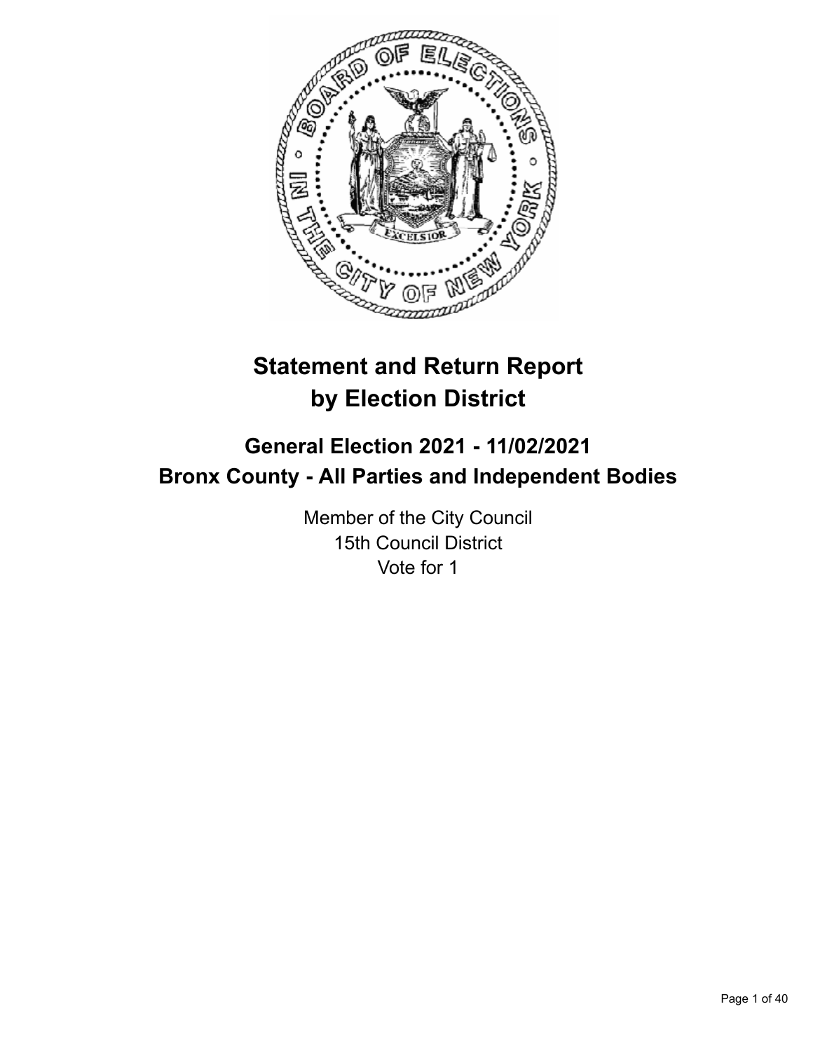# Statement and Return Report by Election District

## General Election 2021 - 11/02/2021
## Bronx County - All Parties and Independent Bodies

Member of the City Council
15th Council District
Vote for 1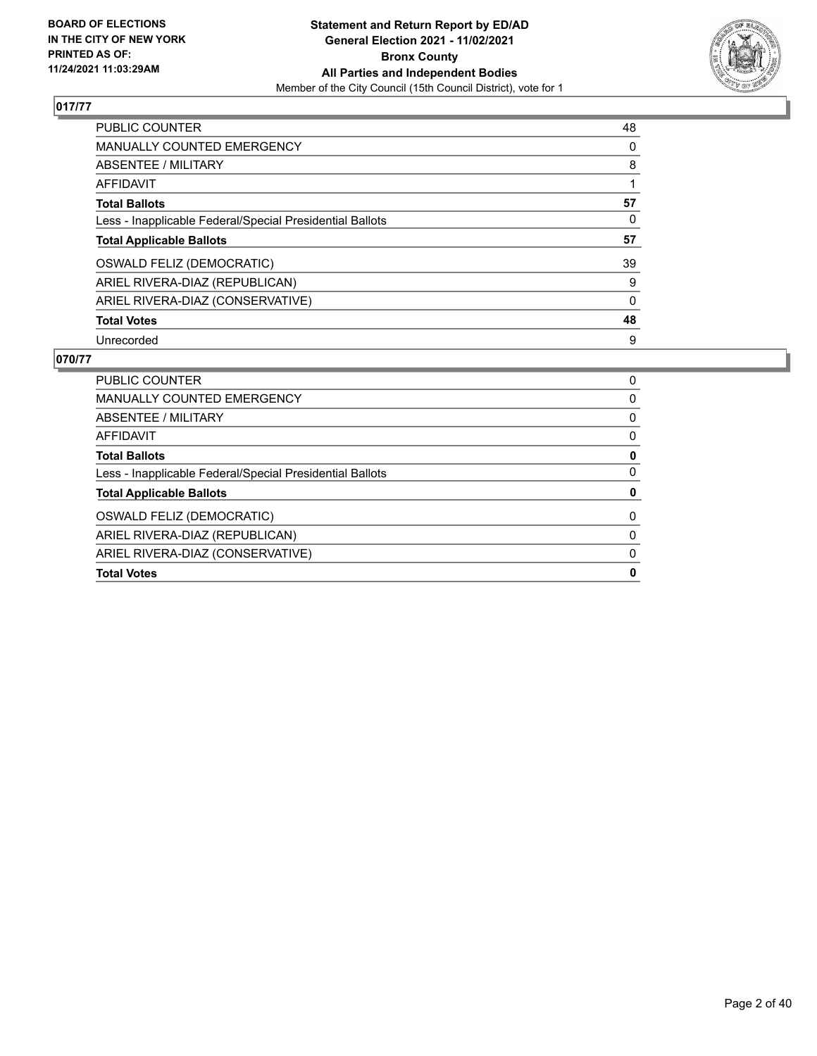**BOARD OF ELECTIONS IN THE CITY OF NEW YORK PRINTED AS OF: 11/24/2021 11:03:29AM**

**Statement and Return Report by ED/AD General Election 2021 - 11/02/2021 Bronx County All Parties and Independent Bodies**

Member of the City Council (15th Council District), vote for 1

## 017/77

| | |
|---|---|
| PUBLIC COUNTER | 48 |
| MANUALLY COUNTED EMERGENCY | 0 |
| ABSENTEE / MILITARY | 8 |
| AFFIDAVIT | 1 |
| **Total Ballots** | **57** |
| Less - Inapplicable Federal/Special Presidential Ballots | 0 |
| **Total Applicable Ballots** | **57** |
| OSWALD FELIZ (DEMOCRATIC) | 39 |
| ARIEL RIVERA-DIAZ (REPUBLICAN) | 9 |
| ARIEL RIVERA-DIAZ (CONSERVATIVE) | 0 |
| **Total Votes** | **48** |
| Unrecorded | 9 |

## 070/77

| | |
|---|---|
| PUBLIC COUNTER | 0 |
| MANUALLY COUNTED EMERGENCY | 0 |
| ABSENTEE / MILITARY | 0 |
| AFFIDAVIT | 0 |
| **Total Ballots** | **0** |
| Less - Inapplicable Federal/Special Presidential Ballots | 0 |
| **Total Applicable Ballots** | **0** |
| OSWALD FELIZ (DEMOCRATIC) | 0 |
| ARIEL RIVERA-DIAZ (REPUBLICAN) | 0 |
| ARIEL RIVERA-DIAZ (CONSERVATIVE) | 0 |
| **Total Votes** | **0** |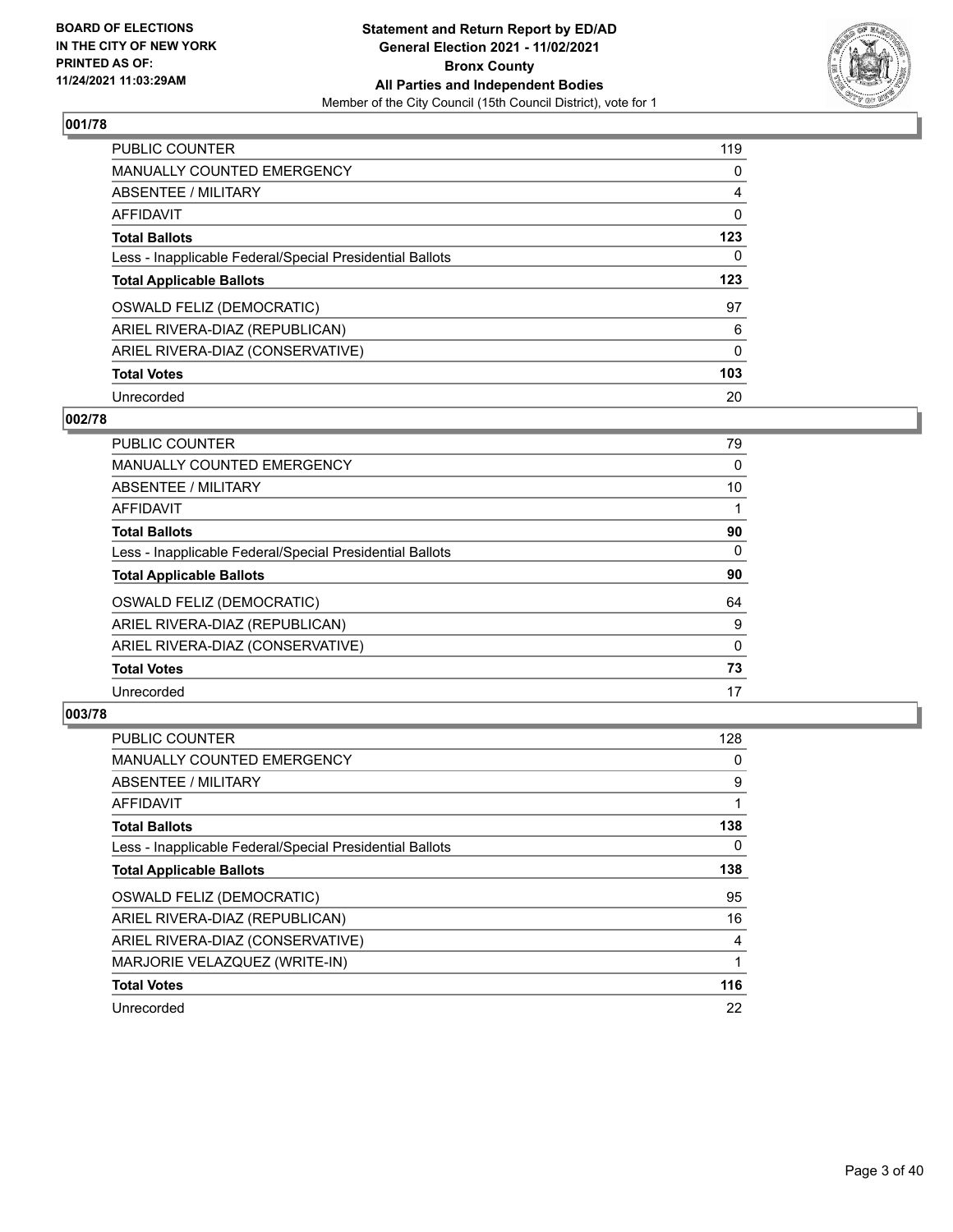## 001/78

| | |
|---|---|
| PUBLIC COUNTER | 119 |
| MANUALLY COUNTED EMERGENCY | 0 |
| ABSENTEE / MILITARY | 4 |
| AFFIDAVIT | 0 |
| **Total Ballots** | **123** |
| Less - Inapplicable Federal/Special Presidential Ballots | 0 |
| **Total Applicable Ballots** | **123** |
| OSWALD FELIZ (DEMOCRATIC) | 97 |
| ARIEL RIVERA-DIAZ (REPUBLICAN) | 6 |
| ARIEL RIVERA-DIAZ (CONSERVATIVE) | 0 |
| **Total Votes** | **103** |
| Unrecorded | 20 |

## 002/78

| | |
|---|---|
| PUBLIC COUNTER | 79 |
| MANUALLY COUNTED EMERGENCY | 0 |
| ABSENTEE / MILITARY | 10 |
| AFFIDAVIT | 1 |
| **Total Ballots** | **90** |
| Less - Inapplicable Federal/Special Presidential Ballots | 0 |
| **Total Applicable Ballots** | **90** |
| OSWALD FELIZ (DEMOCRATIC) | 64 |
| ARIEL RIVERA-DIAZ (REPUBLICAN) | 9 |
| ARIEL RIVERA-DIAZ (CONSERVATIVE) | 0 |
| **Total Votes** | **73** |
| Unrecorded | 17 |

## 003/78

| | |
|---|---|
| PUBLIC COUNTER | 128 |
| MANUALLY COUNTED EMERGENCY | 0 |
| ABSENTEE / MILITARY | 9 |
| AFFIDAVIT | 1 |
| **Total Ballots** | **138** |
| Less - Inapplicable Federal/Special Presidential Ballots | 0 |
| **Total Applicable Ballots** | **138** |
| OSWALD FELIZ (DEMOCRATIC) | 95 |
| ARIEL RIVERA-DIAZ (REPUBLICAN) | 16 |
| ARIEL RIVERA-DIAZ (CONSERVATIVE) | 4 |
| MARJORIE VELAZQUEZ (WRITE-IN) | 1 |
| **Total Votes** | **116** |
| Unrecorded | 22 |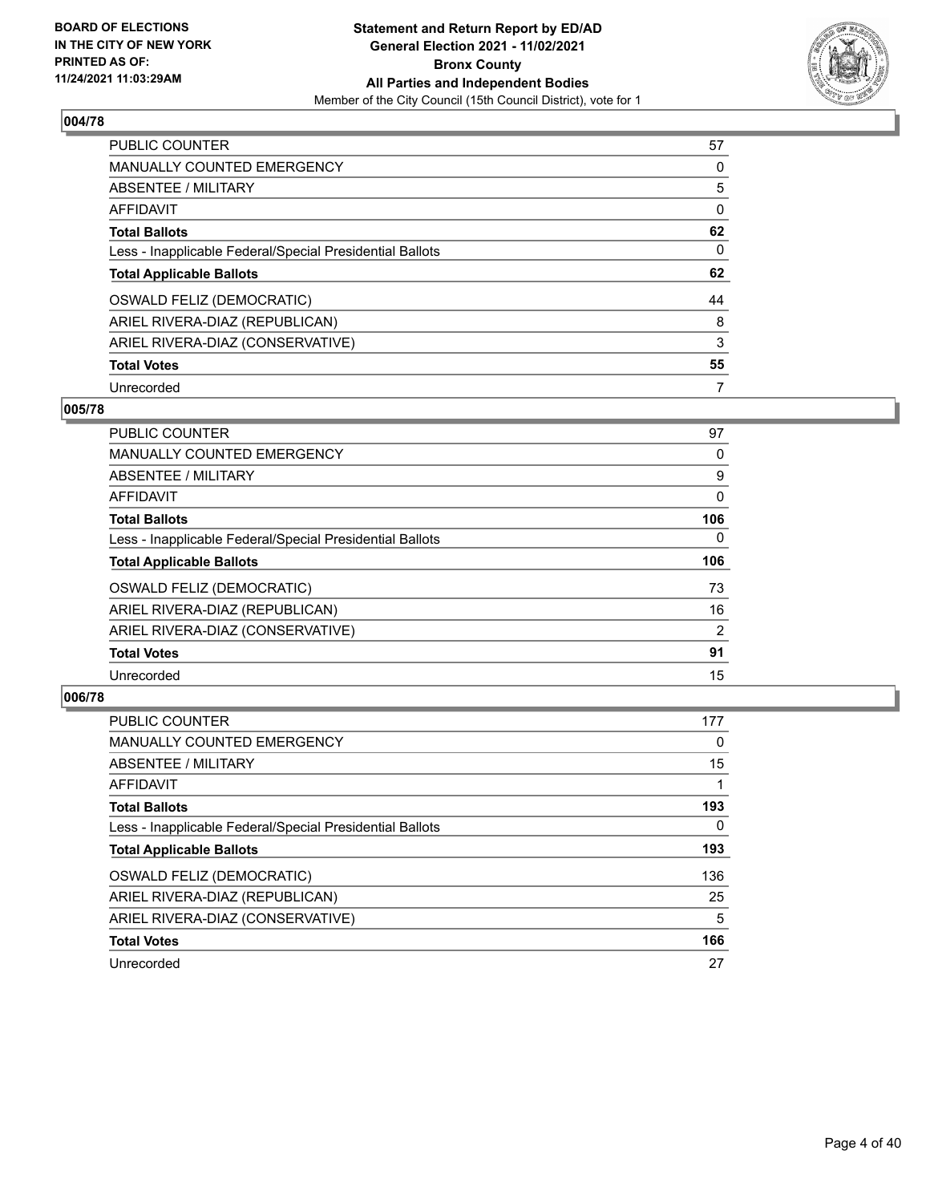## 004/78

| | |
|---|---|
| PUBLIC COUNTER | 57 |
| MANUALLY COUNTED EMERGENCY | 0 |
| ABSENTEE / MILITARY | 5 |
| AFFIDAVIT | 0 |
| **Total Ballots** | **62** |
| Less - Inapplicable Federal/Special Presidential Ballots | 0 |
| **Total Applicable Ballots** | **62** |
| OSWALD FELIZ (DEMOCRATIC) | 44 |
| ARIEL RIVERA-DIAZ (REPUBLICAN) | 8 |
| ARIEL RIVERA-DIAZ (CONSERVATIVE) | 3 |
| **Total Votes** | **55** |
| Unrecorded | 7 |

## 005/78

| | |
|---|---|
| PUBLIC COUNTER | 97 |
| MANUALLY COUNTED EMERGENCY | 0 |
| ABSENTEE / MILITARY | 9 |
| AFFIDAVIT | 0 |
| **Total Ballots** | **106** |
| Less - Inapplicable Federal/Special Presidential Ballots | 0 |
| **Total Applicable Ballots** | **106** |
| OSWALD FELIZ (DEMOCRATIC) | 73 |
| ARIEL RIVERA-DIAZ (REPUBLICAN) | 16 |
| ARIEL RIVERA-DIAZ (CONSERVATIVE) | 2 |
| **Total Votes** | **91** |
| Unrecorded | 15 |

## 006/78

| | |
|---|---|
| PUBLIC COUNTER | 177 |
| MANUALLY COUNTED EMERGENCY | 0 |
| ABSENTEE / MILITARY | 15 |
| AFFIDAVIT | 1 |
| **Total Ballots** | **193** |
| Less - Inapplicable Federal/Special Presidential Ballots | 0 |
| **Total Applicable Ballots** | **193** |
| OSWALD FELIZ (DEMOCRATIC) | 136 |
| ARIEL RIVERA-DIAZ (REPUBLICAN) | 25 |
| ARIEL RIVERA-DIAZ (CONSERVATIVE) | 5 |
| **Total Votes** | **166** |
| Unrecorded | 27 |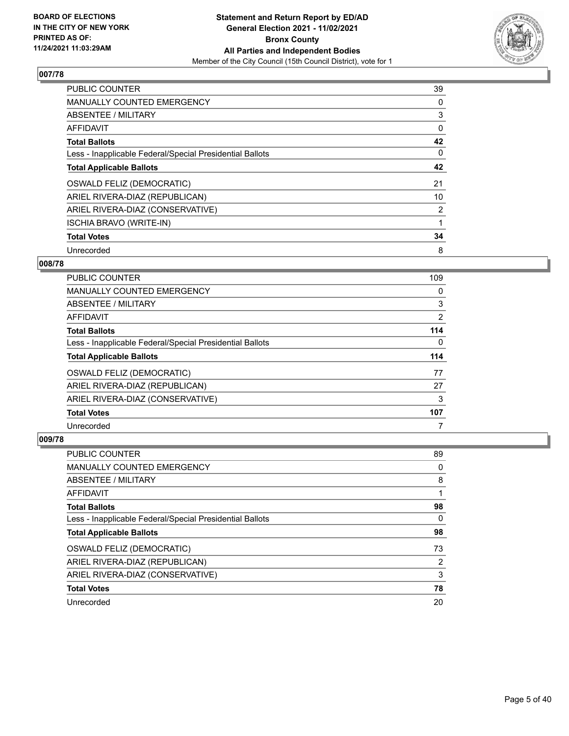**BOARD OF ELECTIONS IN THE CITY OF NEW YORK PRINTED AS OF: 11/24/2021 11:03:29AM**

**Statement and Return Report by ED/AD General Election 2021 - 11/02/2021 Bronx County All Parties and Independent Bodies**
Member of the City Council (15th Council District), vote for 1

## 007/78

| | |
|---|---|
| PUBLIC COUNTER | 39 |
| MANUALLY COUNTED EMERGENCY | 0 |
| ABSENTEE / MILITARY | 3 |
| AFFIDAVIT | 0 |
| **Total Ballots** | **42** |
| Less - Inapplicable Federal/Special Presidential Ballots | 0 |
| **Total Applicable Ballots** | **42** |
| OSWALD FELIZ (DEMOCRATIC) | 21 |
| ARIEL RIVERA-DIAZ (REPUBLICAN) | 10 |
| ARIEL RIVERA-DIAZ (CONSERVATIVE) | 2 |
| ISCHIA BRAVO (WRITE-IN) | 1 |
| **Total Votes** | **34** |
| Unrecorded | 8 |

## 008/78

| | |
|---|---|
| PUBLIC COUNTER | 109 |
| MANUALLY COUNTED EMERGENCY | 0 |
| ABSENTEE / MILITARY | 3 |
| AFFIDAVIT | 2 |
| **Total Ballots** | **114** |
| Less - Inapplicable Federal/Special Presidential Ballots | 0 |
| **Total Applicable Ballots** | **114** |
| OSWALD FELIZ (DEMOCRATIC) | 77 |
| ARIEL RIVERA-DIAZ (REPUBLICAN) | 27 |
| ARIEL RIVERA-DIAZ (CONSERVATIVE) | 3 |
| **Total Votes** | **107** |
| Unrecorded | 7 |

## 009/78

| | |
|---|---|
| PUBLIC COUNTER | 89 |
| MANUALLY COUNTED EMERGENCY | 0 |
| ABSENTEE / MILITARY | 8 |
| AFFIDAVIT | 1 |
| **Total Ballots** | **98** |
| Less - Inapplicable Federal/Special Presidential Ballots | 0 |
| **Total Applicable Ballots** | **98** |
| OSWALD FELIZ (DEMOCRATIC) | 73 |
| ARIEL RIVERA-DIAZ (REPUBLICAN) | 2 |
| ARIEL RIVERA-DIAZ (CONSERVATIVE) | 3 |
| **Total Votes** | **78** |
| Unrecorded | 20 |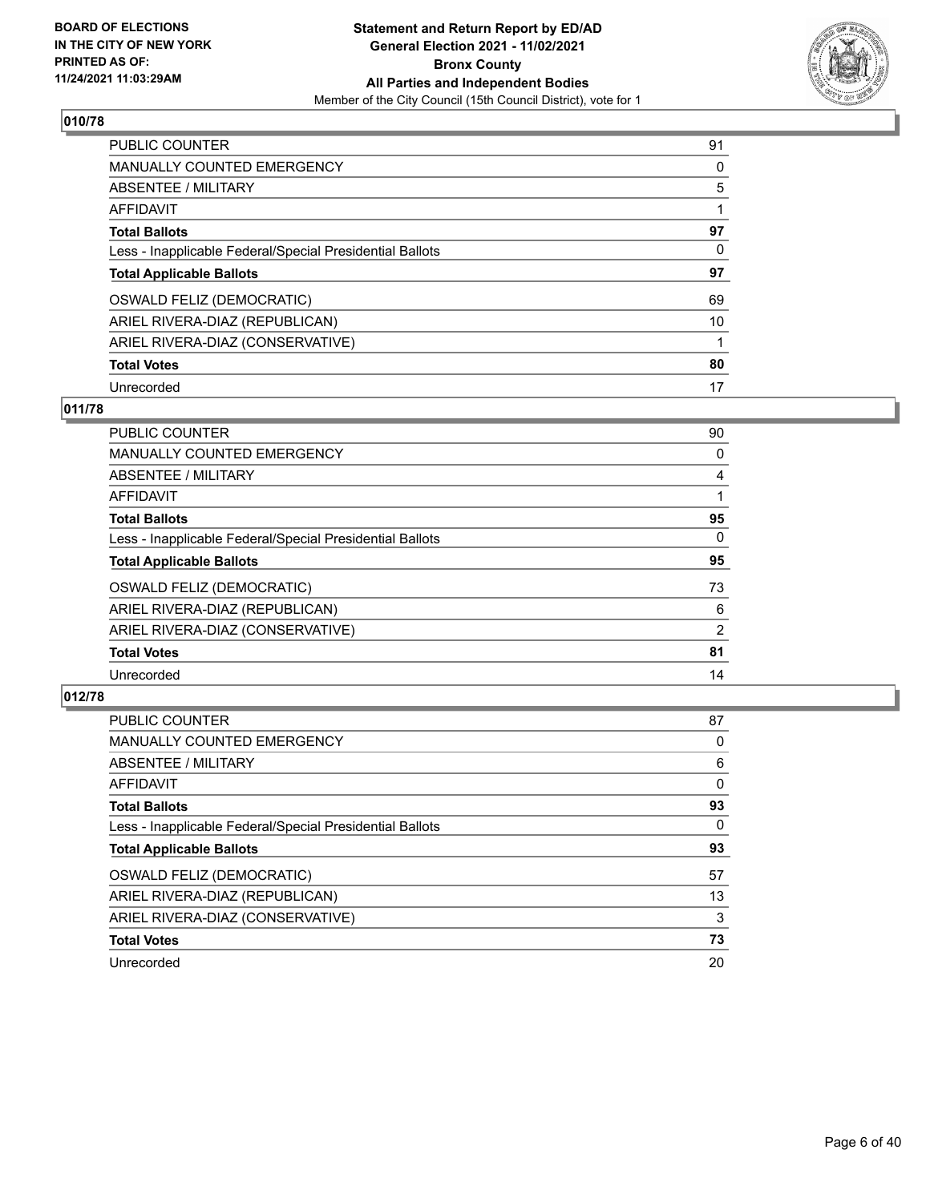BOARD OF ELECTIONS
IN THE CITY OF NEW YORK
PRINTED AS OF:
11/24/2021 11:03:29AM

**Statement and Return Report by ED/AD**
**General Election 2021 - 11/02/2021**
**Bronx County**
**All Parties and Independent Bodies**
Member of the City Council (15th Council District), vote for 1

## 010/78

| | |
|---|---|
| PUBLIC COUNTER | 91 |
| MANUALLY COUNTED EMERGENCY | 0 |
| ABSENTEE / MILITARY | 5 |
| AFFIDAVIT | 1 |
| **Total Ballots** | **97** |
| Less - Inapplicable Federal/Special Presidential Ballots | 0 |
| **Total Applicable Ballots** | **97** |
| OSWALD FELIZ (DEMOCRATIC) | 69 |
| ARIEL RIVERA-DIAZ (REPUBLICAN) | 10 |
| ARIEL RIVERA-DIAZ (CONSERVATIVE) | 1 |
| **Total Votes** | **80** |
| Unrecorded | 17 |

## 011/78

| | |
|---|---|
| PUBLIC COUNTER | 90 |
| MANUALLY COUNTED EMERGENCY | 0 |
| ABSENTEE / MILITARY | 4 |
| AFFIDAVIT | 1 |
| **Total Ballots** | **95** |
| Less - Inapplicable Federal/Special Presidential Ballots | 0 |
| **Total Applicable Ballots** | **95** |
| OSWALD FELIZ (DEMOCRATIC) | 73 |
| ARIEL RIVERA-DIAZ (REPUBLICAN) | 6 |
| ARIEL RIVERA-DIAZ (CONSERVATIVE) | 2 |
| **Total Votes** | **81** |
| Unrecorded | 14 |

## 012/78

| | |
|---|---|
| PUBLIC COUNTER | 87 |
| MANUALLY COUNTED EMERGENCY | 0 |
| ABSENTEE / MILITARY | 6 |
| AFFIDAVIT | 0 |
| **Total Ballots** | **93** |
| Less - Inapplicable Federal/Special Presidential Ballots | 0 |
| **Total Applicable Ballots** | **93** |
| OSWALD FELIZ (DEMOCRATIC) | 57 |
| ARIEL RIVERA-DIAZ (REPUBLICAN) | 13 |
| ARIEL RIVERA-DIAZ (CONSERVATIVE) | 3 |
| **Total Votes** | **73** |
| Unrecorded | 20 |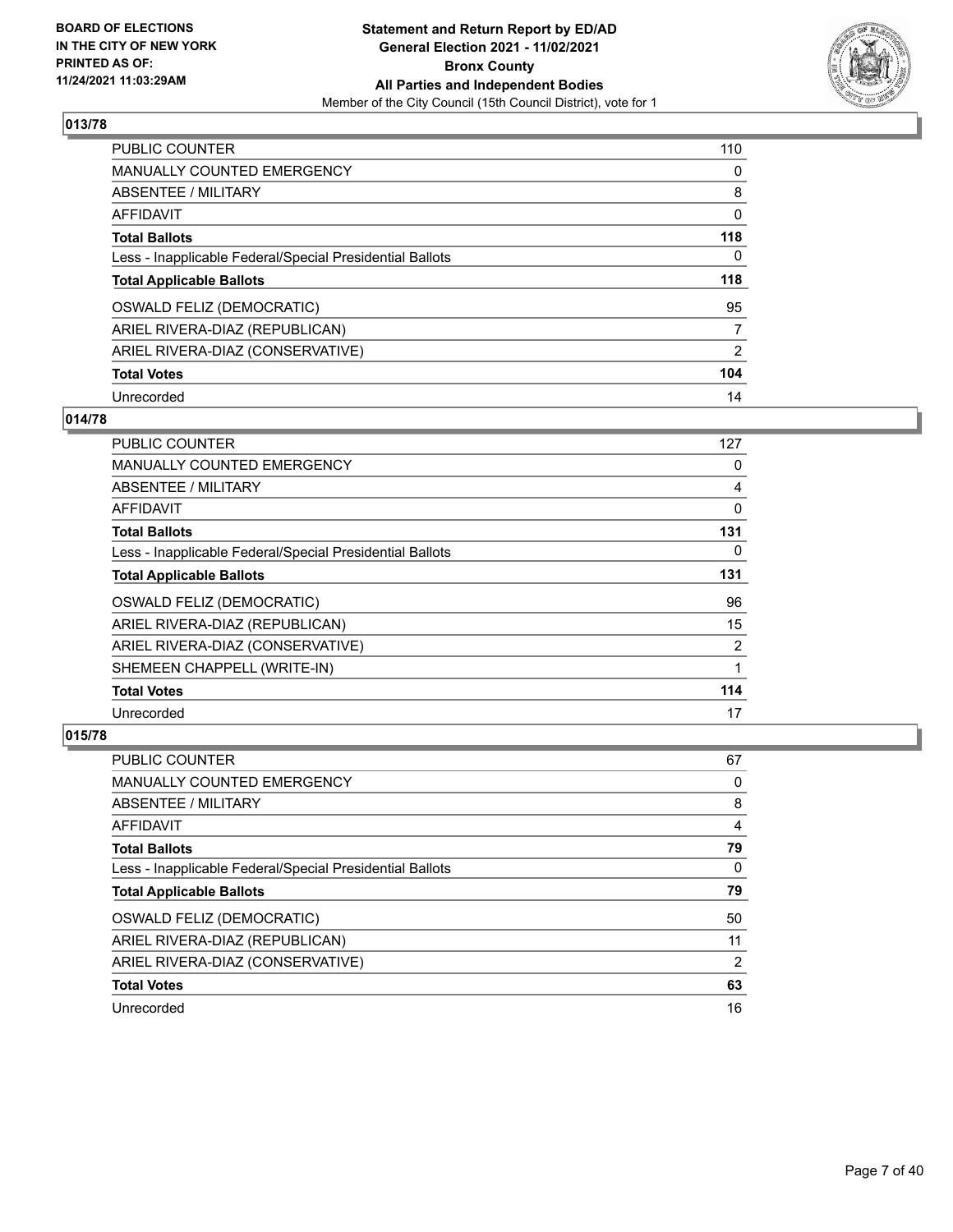## 013/78

| | |
|---|---|
| PUBLIC COUNTER | 110 |
| MANUALLY COUNTED EMERGENCY | 0 |
| ABSENTEE / MILITARY | 8 |
| AFFIDAVIT | 0 |
| **Total Ballots** | **118** |
| Less - Inapplicable Federal/Special Presidential Ballots | 0 |
| **Total Applicable Ballots** | **118** |
| OSWALD FELIZ (DEMOCRATIC) | 95 |
| ARIEL RIVERA-DIAZ (REPUBLICAN) | 7 |
| ARIEL RIVERA-DIAZ (CONSERVATIVE) | 2 |
| **Total Votes** | **104** |
| Unrecorded | 14 |

## 014/78

| | |
|---|---|
| PUBLIC COUNTER | 127 |
| MANUALLY COUNTED EMERGENCY | 0 |
| ABSENTEE / MILITARY | 4 |
| AFFIDAVIT | 0 |
| **Total Ballots** | **131** |
| Less - Inapplicable Federal/Special Presidential Ballots | 0 |
| **Total Applicable Ballots** | **131** |
| OSWALD FELIZ (DEMOCRATIC) | 96 |
| ARIEL RIVERA-DIAZ (REPUBLICAN) | 15 |
| ARIEL RIVERA-DIAZ (CONSERVATIVE) | 2 |
| SHEMEEN CHAPPELL (WRITE-IN) | 1 |
| **Total Votes** | **114** |
| Unrecorded | 17 |

## 015/78

| | |
|---|---|
| PUBLIC COUNTER | 67 |
| MANUALLY COUNTED EMERGENCY | 0 |
| ABSENTEE / MILITARY | 8 |
| AFFIDAVIT | 4 |
| **Total Ballots** | **79** |
| Less - Inapplicable Federal/Special Presidential Ballots | 0 |
| **Total Applicable Ballots** | **79** |
| OSWALD FELIZ (DEMOCRATIC) | 50 |
| ARIEL RIVERA-DIAZ (REPUBLICAN) | 11 |
| ARIEL RIVERA-DIAZ (CONSERVATIVE) | 2 |
| **Total Votes** | **63** |
| Unrecorded | 16 |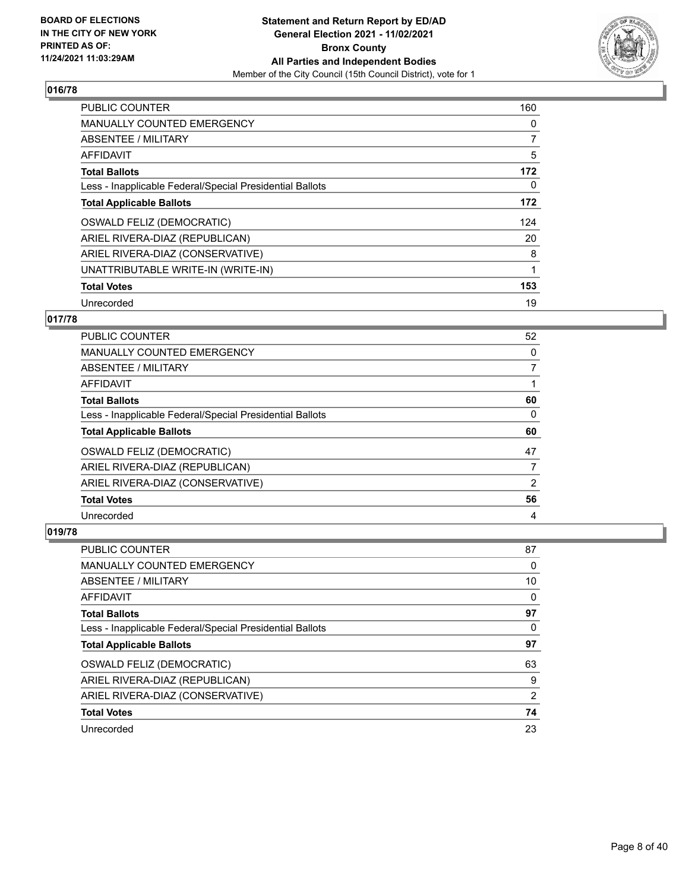**BOARD OF ELECTIONS IN THE CITY OF NEW YORK PRINTED AS OF: 11/24/2021 11:03:29AM**

**Statement and Return Report by ED/AD General Election 2021 - 11/02/2021 Bronx County All Parties and Independent Bodies**

Member of the City Council (15th Council District), vote for 1

## 016/78

| | |
|---|---|
| PUBLIC COUNTER | 160 |
| MANUALLY COUNTED EMERGENCY | 0 |
| ABSENTEE / MILITARY | 7 |
| AFFIDAVIT | 5 |
| **Total Ballots** | **172** |
| Less - Inapplicable Federal/Special Presidential Ballots | 0 |
| **Total Applicable Ballots** | **172** |
| OSWALD FELIZ (DEMOCRATIC) | 124 |
| ARIEL RIVERA-DIAZ (REPUBLICAN) | 20 |
| ARIEL RIVERA-DIAZ (CONSERVATIVE) | 8 |
| UNATTRIBUTABLE WRITE-IN (WRITE-IN) | 1 |
| **Total Votes** | **153** |
| Unrecorded | 19 |

## 017/78

| | |
|---|---|
| PUBLIC COUNTER | 52 |
| MANUALLY COUNTED EMERGENCY | 0 |
| ABSENTEE / MILITARY | 7 |
| AFFIDAVIT | 1 |
| **Total Ballots** | **60** |
| Less - Inapplicable Federal/Special Presidential Ballots | 0 |
| **Total Applicable Ballots** | **60** |
| OSWALD FELIZ (DEMOCRATIC) | 47 |
| ARIEL RIVERA-DIAZ (REPUBLICAN) | 7 |
| ARIEL RIVERA-DIAZ (CONSERVATIVE) | 2 |
| **Total Votes** | **56** |
| Unrecorded | 4 |

## 019/78

| | |
|---|---|
| PUBLIC COUNTER | 87 |
| MANUALLY COUNTED EMERGENCY | 0 |
| ABSENTEE / MILITARY | 10 |
| AFFIDAVIT | 0 |
| **Total Ballots** | **97** |
| Less - Inapplicable Federal/Special Presidential Ballots | 0 |
| **Total Applicable Ballots** | **97** |
| OSWALD FELIZ (DEMOCRATIC) | 63 |
| ARIEL RIVERA-DIAZ (REPUBLICAN) | 9 |
| ARIEL RIVERA-DIAZ (CONSERVATIVE) | 2 |
| **Total Votes** | **74** |
| Unrecorded | 23 |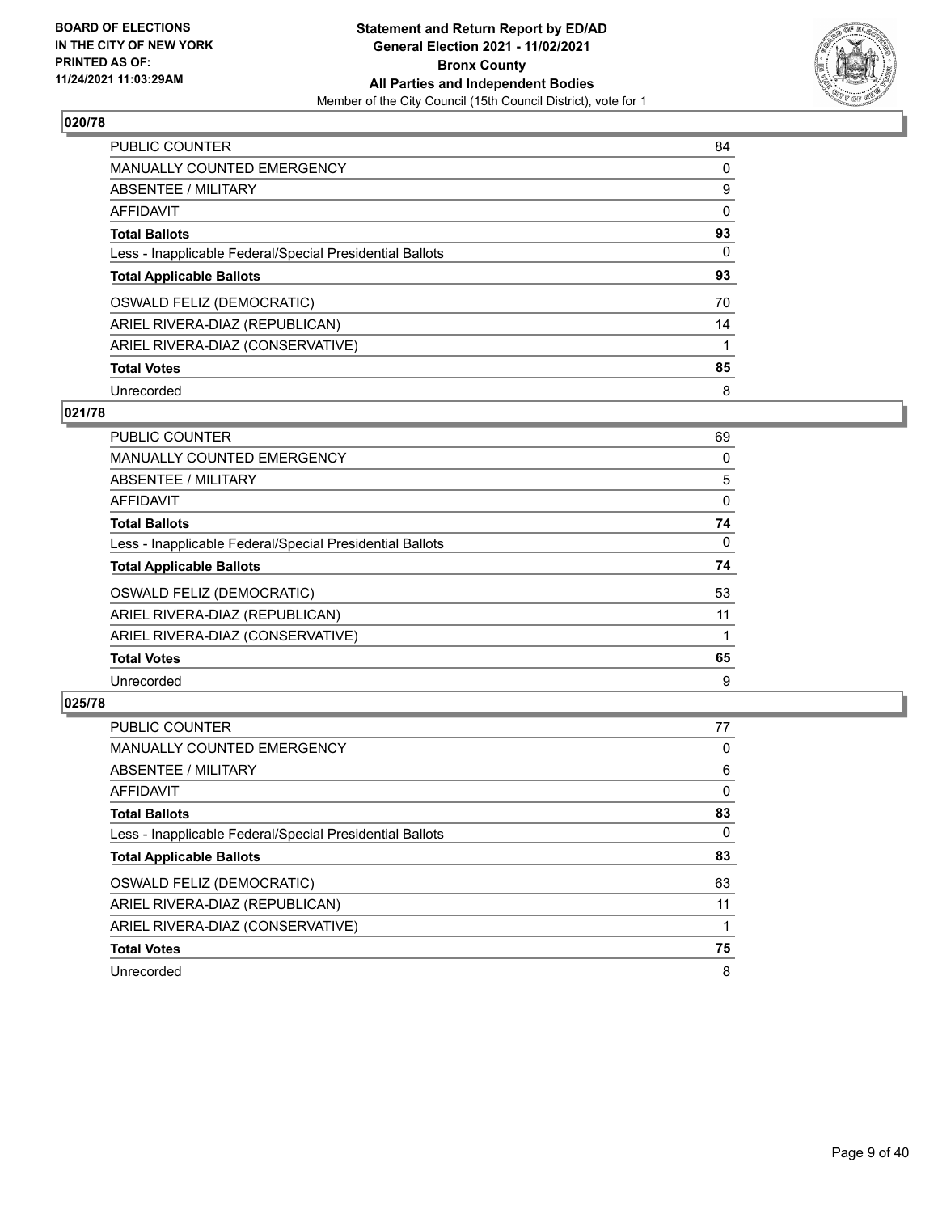**BOARD OF ELECTIONS IN THE CITY OF NEW YORK PRINTED AS OF: 11/24/2021 11:03:29AM**

**Statement and Return Report by ED/AD General Election 2021 - 11/02/2021 Bronx County All Parties and Independent Bodies**

Member of the City Council (15th Council District), vote for 1

### 020/78

| | |
|---|---|
| PUBLIC COUNTER | 84 |
| MANUALLY COUNTED EMERGENCY | 0 |
| ABSENTEE / MILITARY | 9 |
| AFFIDAVIT | 0 |
| **Total Ballots** | **93** |
| Less - Inapplicable Federal/Special Presidential Ballots | 0 |
| **Total Applicable Ballots** | **93** |
| OSWALD FELIZ (DEMOCRATIC) | 70 |
| ARIEL RIVERA-DIAZ (REPUBLICAN) | 14 |
| ARIEL RIVERA-DIAZ (CONSERVATIVE) | 1 |
| **Total Votes** | **85** |
| Unrecorded | 8 |

### 021/78

| | |
|---|---|
| PUBLIC COUNTER | 69 |
| MANUALLY COUNTED EMERGENCY | 0 |
| ABSENTEE / MILITARY | 5 |
| AFFIDAVIT | 0 |
| **Total Ballots** | **74** |
| Less - Inapplicable Federal/Special Presidential Ballots | 0 |
| **Total Applicable Ballots** | **74** |
| OSWALD FELIZ (DEMOCRATIC) | 53 |
| ARIEL RIVERA-DIAZ (REPUBLICAN) | 11 |
| ARIEL RIVERA-DIAZ (CONSERVATIVE) | 1 |
| **Total Votes** | **65** |
| Unrecorded | 9 |

### 025/78

| | |
|---|---|
| PUBLIC COUNTER | 77 |
| MANUALLY COUNTED EMERGENCY | 0 |
| ABSENTEE / MILITARY | 6 |
| AFFIDAVIT | 0 |
| **Total Ballots** | **83** |
| Less - Inapplicable Federal/Special Presidential Ballots | 0 |
| **Total Applicable Ballots** | **83** |
| OSWALD FELIZ (DEMOCRATIC) | 63 |
| ARIEL RIVERA-DIAZ (REPUBLICAN) | 11 |
| ARIEL RIVERA-DIAZ (CONSERVATIVE) | 1 |
| **Total Votes** | **75** |
| Unrecorded | 8 |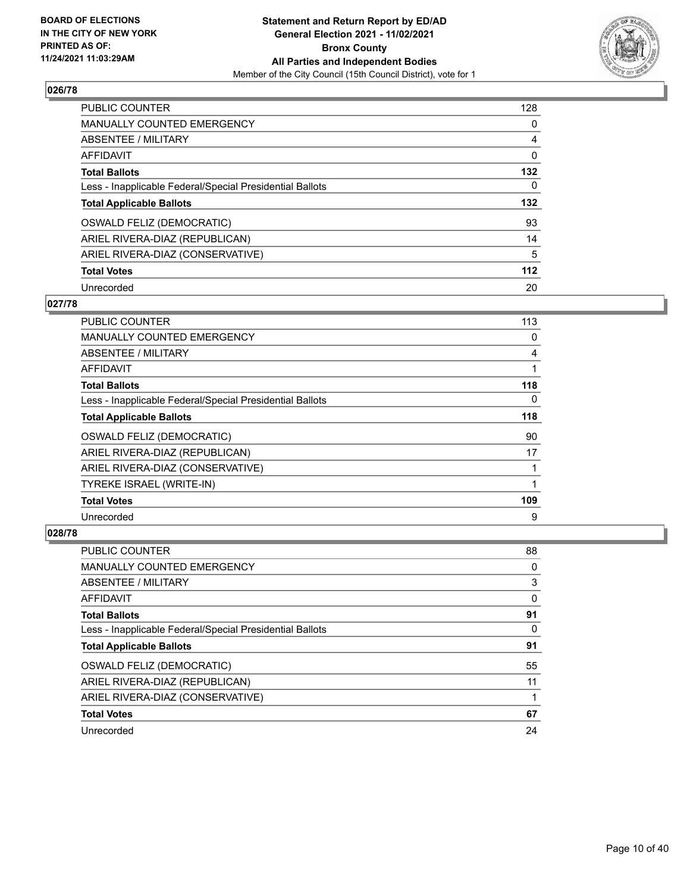BOARD OF ELECTIONS
IN THE CITY OF NEW YORK
PRINTED AS OF:
11/24/2021 11:03:29AM

**Statement and Return Report by ED/AD**
**General Election 2021 - 11/02/2021**
**Bronx County**
**All Parties and Independent Bodies**
Member of the City Council (15th Council District), vote for 1

## 026/78

| | |
|---|---|
| PUBLIC COUNTER | 128 |
| MANUALLY COUNTED EMERGENCY | 0 |
| ABSENTEE / MILITARY | 4 |
| AFFIDAVIT | 0 |
| **Total Ballots** | **132** |
| Less - Inapplicable Federal/Special Presidential Ballots | 0 |
| **Total Applicable Ballots** | **132** |
| OSWALD FELIZ (DEMOCRATIC) | 93 |
| ARIEL RIVERA-DIAZ (REPUBLICAN) | 14 |
| ARIEL RIVERA-DIAZ (CONSERVATIVE) | 5 |
| **Total Votes** | **112** |
| Unrecorded | 20 |

## 027/78

| | |
|---|---|
| PUBLIC COUNTER | 113 |
| MANUALLY COUNTED EMERGENCY | 0 |
| ABSENTEE / MILITARY | 4 |
| AFFIDAVIT | 1 |
| **Total Ballots** | **118** |
| Less - Inapplicable Federal/Special Presidential Ballots | 0 |
| **Total Applicable Ballots** | **118** |
| OSWALD FELIZ (DEMOCRATIC) | 90 |
| ARIEL RIVERA-DIAZ (REPUBLICAN) | 17 |
| ARIEL RIVERA-DIAZ (CONSERVATIVE) | 1 |
| TYREKE ISRAEL (WRITE-IN) | 1 |
| **Total Votes** | **109** |
| Unrecorded | 9 |

## 028/78

| | |
|---|---|
| PUBLIC COUNTER | 88 |
| MANUALLY COUNTED EMERGENCY | 0 |
| ABSENTEE / MILITARY | 3 |
| AFFIDAVIT | 0 |
| **Total Ballots** | **91** |
| Less - Inapplicable Federal/Special Presidential Ballots | 0 |
| **Total Applicable Ballots** | **91** |
| OSWALD FELIZ (DEMOCRATIC) | 55 |
| ARIEL RIVERA-DIAZ (REPUBLICAN) | 11 |
| ARIEL RIVERA-DIAZ (CONSERVATIVE) | 1 |
| **Total Votes** | **67** |
| Unrecorded | 24 |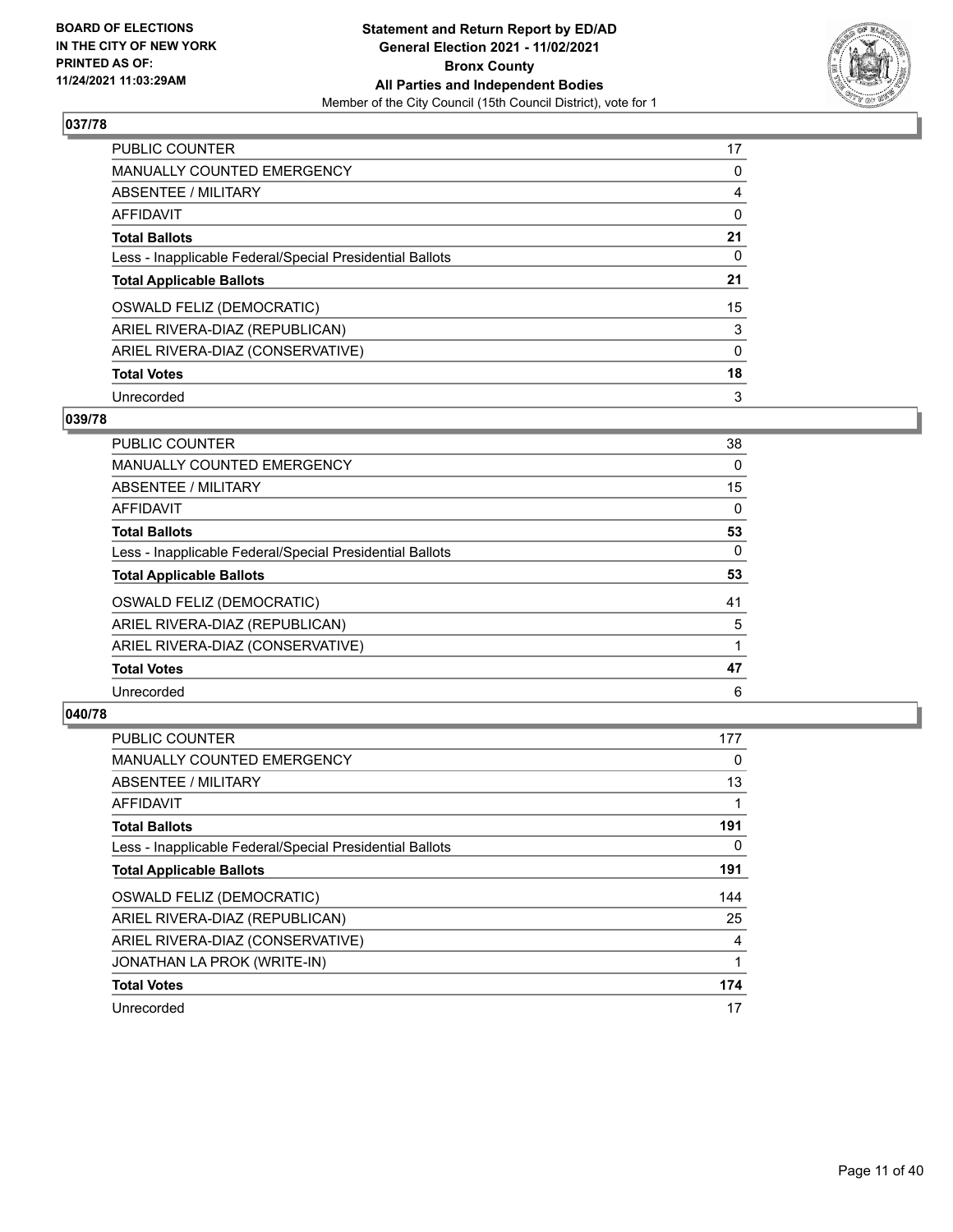**Statement and Return Report by ED/AD**
**General Election 2021 - 11/02/2021**
**Bronx County**
**All Parties and Independent Bodies**
Member of the City Council (15th Council District), vote for 1

BOARD OF ELECTIONS IN THE CITY OF NEW YORK PRINTED AS OF: 11/24/2021 11:03:29AM

### 037/78

| | |
|---|---|
| PUBLIC COUNTER | 17 |
| MANUALLY COUNTED EMERGENCY | 0 |
| ABSENTEE / MILITARY | 4 |
| AFFIDAVIT | 0 |
| **Total Ballots** | **21** |
| Less - Inapplicable Federal/Special Presidential Ballots | 0 |
| **Total Applicable Ballots** | **21** |
| OSWALD FELIZ (DEMOCRATIC) | 15 |
| ARIEL RIVERA-DIAZ (REPUBLICAN) | 3 |
| ARIEL RIVERA-DIAZ (CONSERVATIVE) | 0 |
| **Total Votes** | **18** |
| Unrecorded | 3 |

### 039/78

| | |
|---|---|
| PUBLIC COUNTER | 38 |
| MANUALLY COUNTED EMERGENCY | 0 |
| ABSENTEE / MILITARY | 15 |
| AFFIDAVIT | 0 |
| **Total Ballots** | **53** |
| Less - Inapplicable Federal/Special Presidential Ballots | 0 |
| **Total Applicable Ballots** | **53** |
| OSWALD FELIZ (DEMOCRATIC) | 41 |
| ARIEL RIVERA-DIAZ (REPUBLICAN) | 5 |
| ARIEL RIVERA-DIAZ (CONSERVATIVE) | 1 |
| **Total Votes** | **47** |
| Unrecorded | 6 |

### 040/78

| | |
|---|---|
| PUBLIC COUNTER | 177 |
| MANUALLY COUNTED EMERGENCY | 0 |
| ABSENTEE / MILITARY | 13 |
| AFFIDAVIT | 1 |
| **Total Ballots** | **191** |
| Less - Inapplicable Federal/Special Presidential Ballots | 0 |
| **Total Applicable Ballots** | **191** |
| OSWALD FELIZ (DEMOCRATIC) | 144 |
| ARIEL RIVERA-DIAZ (REPUBLICAN) | 25 |
| ARIEL RIVERA-DIAZ (CONSERVATIVE) | 4 |
| JONATHAN LA PROK (WRITE-IN) | 1 |
| **Total Votes** | **174** |
| Unrecorded | 17 |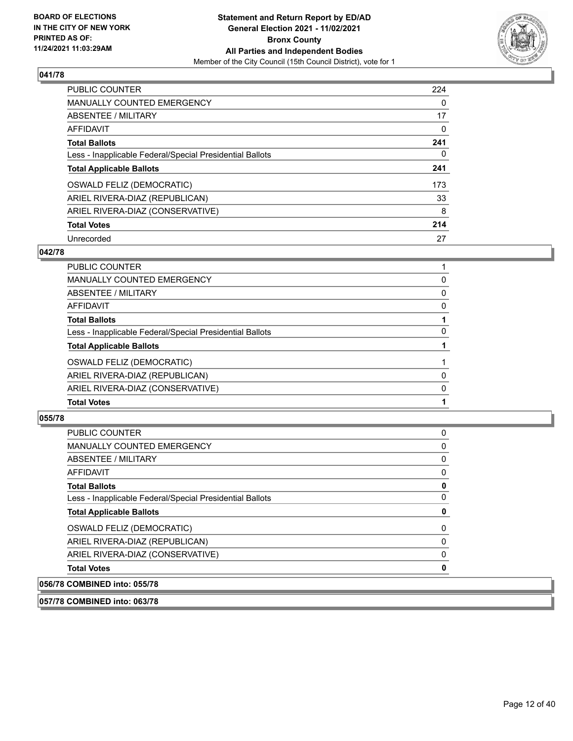**BOARD OF ELECTIONS IN THE CITY OF NEW YORK PRINTED AS OF: 11/24/2021 11:03:29AM**

**Statement and Return Report by ED/AD General Election 2021 - 11/02/2021 Bronx County All Parties and Independent Bodies**

Member of the City Council (15th Council District), vote for 1

### 041/78

| | |
|---|---|
| PUBLIC COUNTER | 224 |
| MANUALLY COUNTED EMERGENCY | 0 |
| ABSENTEE / MILITARY | 17 |
| AFFIDAVIT | 0 |
| **Total Ballots** | **241** |
| Less - Inapplicable Federal/Special Presidential Ballots | 0 |
| **Total Applicable Ballots** | **241** |
| OSWALD FELIZ (DEMOCRATIC) | 173 |
| ARIEL RIVERA-DIAZ (REPUBLICAN) | 33 |
| ARIEL RIVERA-DIAZ (CONSERVATIVE) | 8 |
| **Total Votes** | **214** |
| Unrecorded | 27 |

### 042/78

| | |
|---|---|
| PUBLIC COUNTER | 1 |
| MANUALLY COUNTED EMERGENCY | 0 |
| ABSENTEE / MILITARY | 0 |
| AFFIDAVIT | 0 |
| **Total Ballots** | **1** |
| Less - Inapplicable Federal/Special Presidential Ballots | 0 |
| **Total Applicable Ballots** | **1** |
| OSWALD FELIZ (DEMOCRATIC) | 1 |
| ARIEL RIVERA-DIAZ (REPUBLICAN) | 0 |
| ARIEL RIVERA-DIAZ (CONSERVATIVE) | 0 |
| **Total Votes** | **1** |

### 055/78

| | |
|---|---|
| PUBLIC COUNTER | 0 |
| MANUALLY COUNTED EMERGENCY | 0 |
| ABSENTEE / MILITARY | 0 |
| AFFIDAVIT | 0 |
| **Total Ballots** | **0** |
| Less - Inapplicable Federal/Special Presidential Ballots | 0 |
| **Total Applicable Ballots** | **0** |
| OSWALD FELIZ (DEMOCRATIC) | 0 |
| ARIEL RIVERA-DIAZ (REPUBLICAN) | 0 |
| ARIEL RIVERA-DIAZ (CONSERVATIVE) | 0 |
| **Total Votes** | **0** |

### 056/78 COMBINED into: 055/78

### 057/78 COMBINED into: 063/78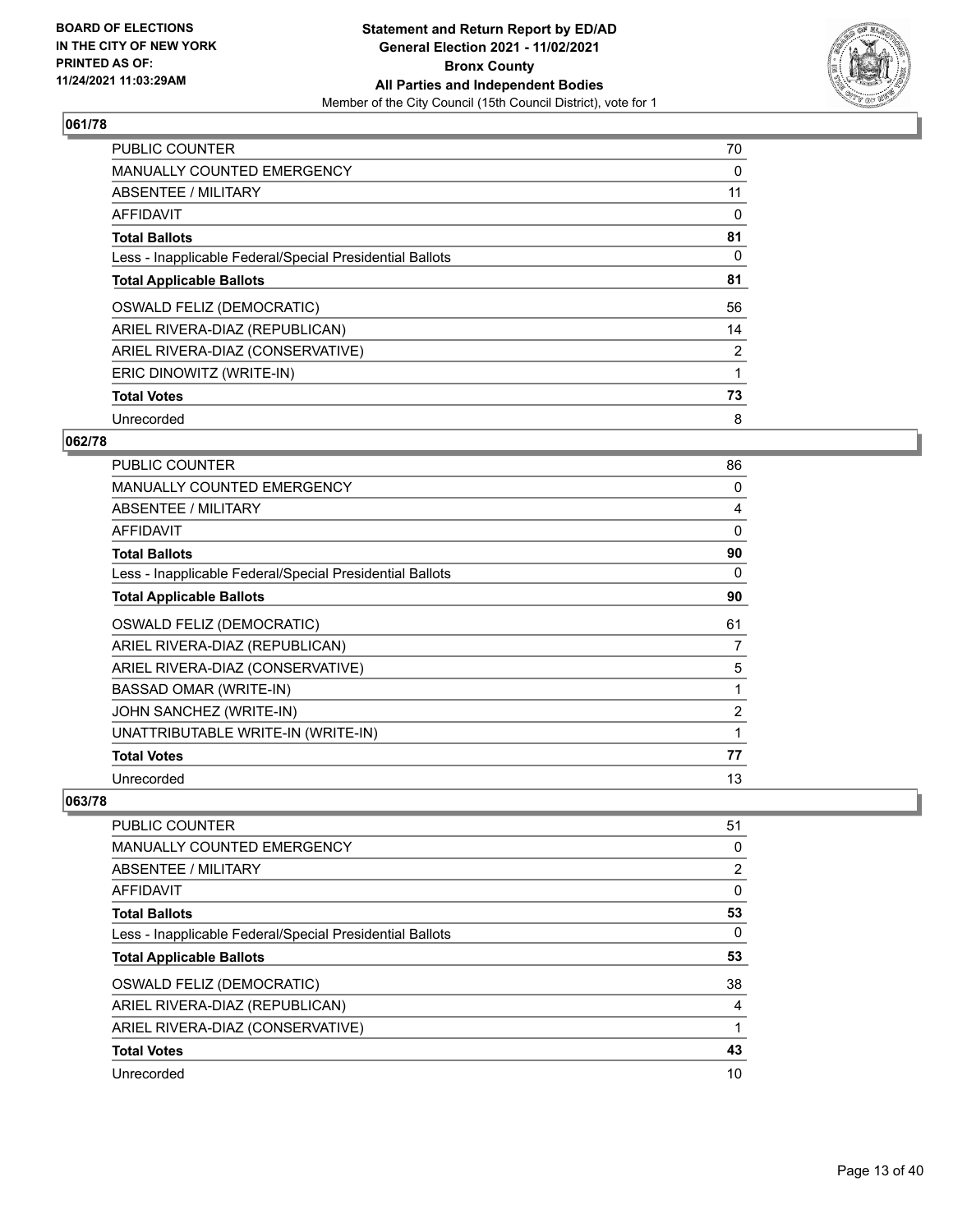## 061/78

| | |
|---|---|
| PUBLIC COUNTER | 70 |
| MANUALLY COUNTED EMERGENCY | 0 |
| ABSENTEE / MILITARY | 11 |
| AFFIDAVIT | 0 |
| **Total Ballots** | **81** |
| Less - Inapplicable Federal/Special Presidential Ballots | 0 |
| **Total Applicable Ballots** | **81** |
| OSWALD FELIZ (DEMOCRATIC) | 56 |
| ARIEL RIVERA-DIAZ (REPUBLICAN) | 14 |
| ARIEL RIVERA-DIAZ (CONSERVATIVE) | 2 |
| ERIC DINOWITZ (WRITE-IN) | 1 |
| **Total Votes** | **73** |
| Unrecorded | 8 |

## 062/78

| | |
|---|---|
| PUBLIC COUNTER | 86 |
| MANUALLY COUNTED EMERGENCY | 0 |
| ABSENTEE / MILITARY | 4 |
| AFFIDAVIT | 0 |
| **Total Ballots** | **90** |
| Less - Inapplicable Federal/Special Presidential Ballots | 0 |
| **Total Applicable Ballots** | **90** |
| OSWALD FELIZ (DEMOCRATIC) | 61 |
| ARIEL RIVERA-DIAZ (REPUBLICAN) | 7 |
| ARIEL RIVERA-DIAZ (CONSERVATIVE) | 5 |
| BASSAD OMAR (WRITE-IN) | 1 |
| JOHN SANCHEZ (WRITE-IN) | 2 |
| UNATTRIBUTABLE WRITE-IN (WRITE-IN) | 1 |
| **Total Votes** | **77** |
| Unrecorded | 13 |

## 063/78

| | |
|---|---|
| PUBLIC COUNTER | 51 |
| MANUALLY COUNTED EMERGENCY | 0 |
| ABSENTEE / MILITARY | 2 |
| AFFIDAVIT | 0 |
| **Total Ballots** | **53** |
| Less - Inapplicable Federal/Special Presidential Ballots | 0 |
| **Total Applicable Ballots** | **53** |
| OSWALD FELIZ (DEMOCRATIC) | 38 |
| ARIEL RIVERA-DIAZ (REPUBLICAN) | 4 |
| ARIEL RIVERA-DIAZ (CONSERVATIVE) | 1 |
| **Total Votes** | **43** |
| Unrecorded | 10 |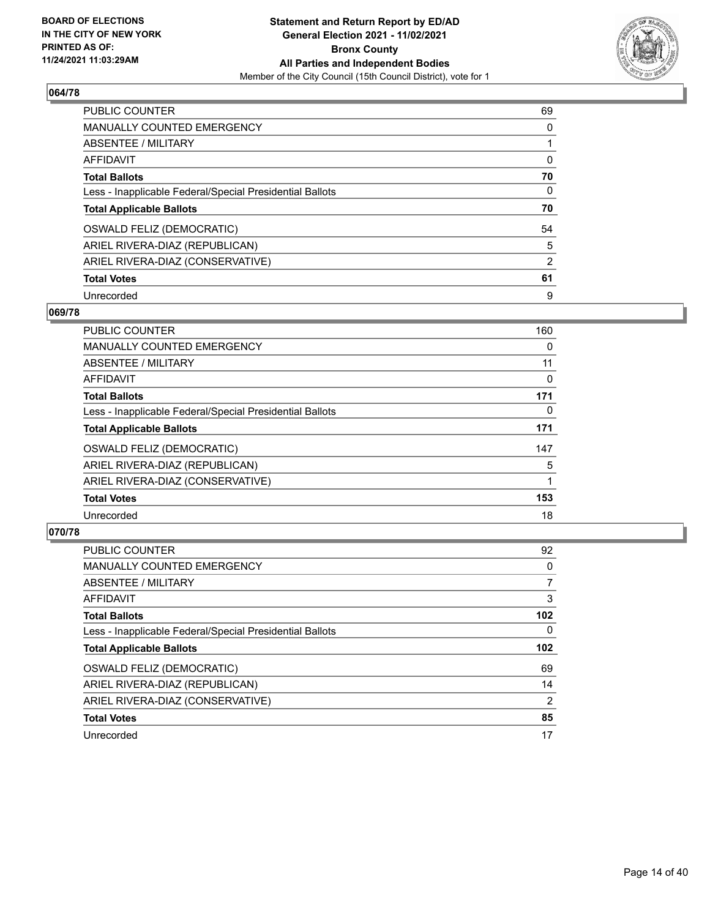**BOARD OF ELECTIONS IN THE CITY OF NEW YORK PRINTED AS OF: 11/24/2021 11:03:29AM**

**Statement and Return Report by ED/AD General Election 2021 - 11/02/2021 Bronx County All Parties and Independent Bodies**

Member of the City Council (15th Council District), vote for 1

## 064/78

| | |
|---|---|
| PUBLIC COUNTER | 69 |
| MANUALLY COUNTED EMERGENCY | 0 |
| ABSENTEE / MILITARY | 1 |
| AFFIDAVIT | 0 |
| **Total Ballots** | **70** |
| Less - Inapplicable Federal/Special Presidential Ballots | 0 |
| **Total Applicable Ballots** | **70** |
| OSWALD FELIZ (DEMOCRATIC) | 54 |
| ARIEL RIVERA-DIAZ (REPUBLICAN) | 5 |
| ARIEL RIVERA-DIAZ (CONSERVATIVE) | 2 |
| **Total Votes** | **61** |
| Unrecorded | 9 |

## 069/78

| | |
|---|---|
| PUBLIC COUNTER | 160 |
| MANUALLY COUNTED EMERGENCY | 0 |
| ABSENTEE / MILITARY | 11 |
| AFFIDAVIT | 0 |
| **Total Ballots** | **171** |
| Less - Inapplicable Federal/Special Presidential Ballots | 0 |
| **Total Applicable Ballots** | **171** |
| OSWALD FELIZ (DEMOCRATIC) | 147 |
| ARIEL RIVERA-DIAZ (REPUBLICAN) | 5 |
| ARIEL RIVERA-DIAZ (CONSERVATIVE) | 1 |
| **Total Votes** | **153** |
| Unrecorded | 18 |

## 070/78

| | |
|---|---|
| PUBLIC COUNTER | 92 |
| MANUALLY COUNTED EMERGENCY | 0 |
| ABSENTEE / MILITARY | 7 |
| AFFIDAVIT | 3 |
| **Total Ballots** | **102** |
| Less - Inapplicable Federal/Special Presidential Ballots | 0 |
| **Total Applicable Ballots** | **102** |
| OSWALD FELIZ (DEMOCRATIC) | 69 |
| ARIEL RIVERA-DIAZ (REPUBLICAN) | 14 |
| ARIEL RIVERA-DIAZ (CONSERVATIVE) | 2 |
| **Total Votes** | **85** |
| Unrecorded | 17 |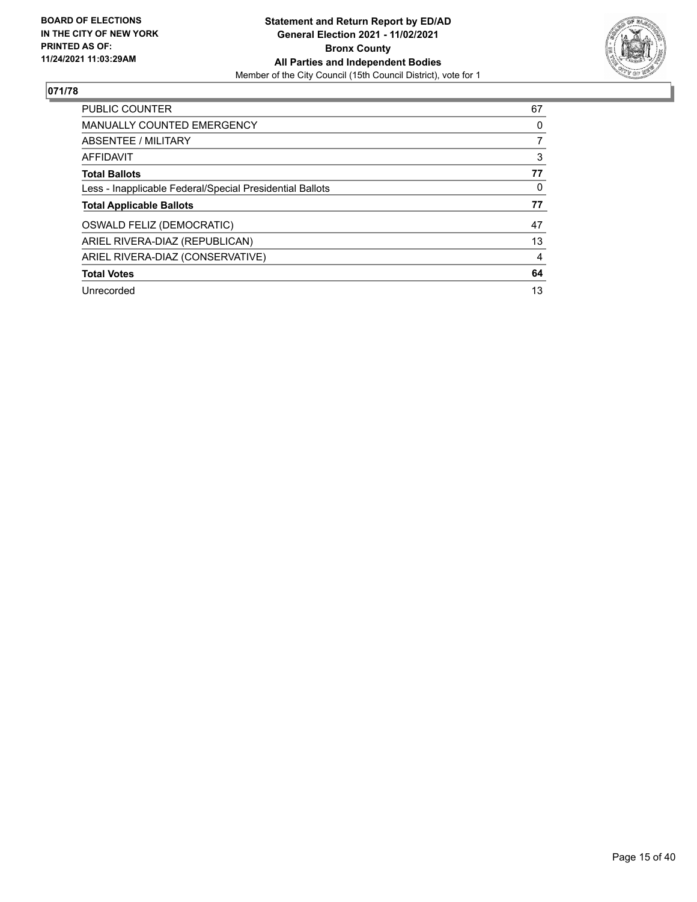**BOARD OF ELECTIONS IN THE CITY OF NEW YORK PRINTED AS OF: 11/24/2021 11:03:29AM**

**Statement and Return Report by ED/AD**
**General Election 2021 - 11/02/2021**
**Bronx County**
**All Parties and Independent Bodies**
Member of the City Council (15th Council District), vote for 1

## 071/78

| | |
|---|---|
| PUBLIC COUNTER | 67 |
| MANUALLY COUNTED EMERGENCY | 0 |
| ABSENTEE / MILITARY | 7 |
| AFFIDAVIT | 3 |
| **Total Ballots** | **77** |
| Less - Inapplicable Federal/Special Presidential Ballots | 0 |
| **Total Applicable Ballots** | **77** |
| OSWALD FELIZ (DEMOCRATIC) | 47 |
| ARIEL RIVERA-DIAZ (REPUBLICAN) | 13 |
| ARIEL RIVERA-DIAZ (CONSERVATIVE) | 4 |
| **Total Votes** | **64** |
| Unrecorded | 13 |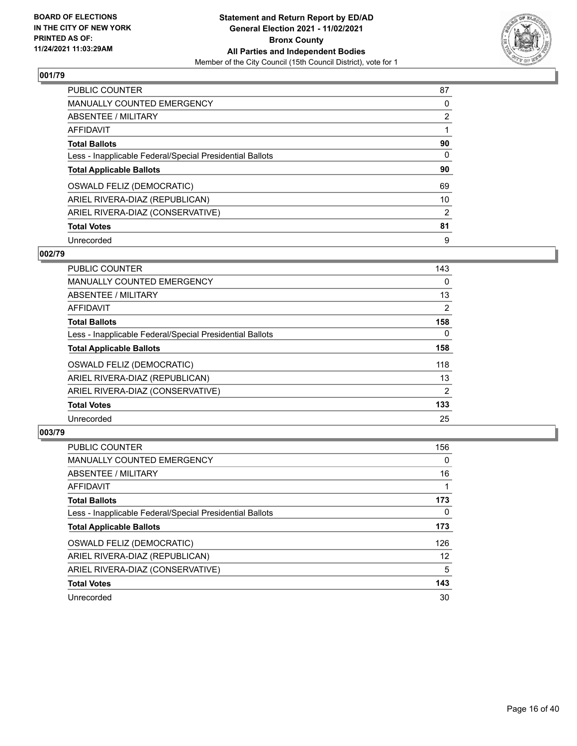**BOARD OF ELECTIONS IN THE CITY OF NEW YORK PRINTED AS OF: 11/24/2021 11:03:29AM**

**Statement and Return Report by ED/AD General Election 2021 - 11/02/2021 Bronx County All Parties and Independent Bodies**

Member of the City Council (15th Council District), vote for 1

## 001/79

| | |
|---|---|
| PUBLIC COUNTER | 87 |
| MANUALLY COUNTED EMERGENCY | 0 |
| ABSENTEE / MILITARY | 2 |
| AFFIDAVIT | 1 |
| **Total Ballots** | **90** |
| Less - Inapplicable Federal/Special Presidential Ballots | 0 |
| **Total Applicable Ballots** | **90** |
| OSWALD FELIZ (DEMOCRATIC) | 69 |
| ARIEL RIVERA-DIAZ (REPUBLICAN) | 10 |
| ARIEL RIVERA-DIAZ (CONSERVATIVE) | 2 |
| **Total Votes** | **81** |
| Unrecorded | 9 |

## 002/79

| | |
|---|---|
| PUBLIC COUNTER | 143 |
| MANUALLY COUNTED EMERGENCY | 0 |
| ABSENTEE / MILITARY | 13 |
| AFFIDAVIT | 2 |
| **Total Ballots** | **158** |
| Less - Inapplicable Federal/Special Presidential Ballots | 0 |
| **Total Applicable Ballots** | **158** |
| OSWALD FELIZ (DEMOCRATIC) | 118 |
| ARIEL RIVERA-DIAZ (REPUBLICAN) | 13 |
| ARIEL RIVERA-DIAZ (CONSERVATIVE) | 2 |
| **Total Votes** | **133** |
| Unrecorded | 25 |

## 003/79

| | |
|---|---|
| PUBLIC COUNTER | 156 |
| MANUALLY COUNTED EMERGENCY | 0 |
| ABSENTEE / MILITARY | 16 |
| AFFIDAVIT | 1 |
| **Total Ballots** | **173** |
| Less - Inapplicable Federal/Special Presidential Ballots | 0 |
| **Total Applicable Ballots** | **173** |
| OSWALD FELIZ (DEMOCRATIC) | 126 |
| ARIEL RIVERA-DIAZ (REPUBLICAN) | 12 |
| ARIEL RIVERA-DIAZ (CONSERVATIVE) | 5 |
| **Total Votes** | **143** |
| Unrecorded | 30 |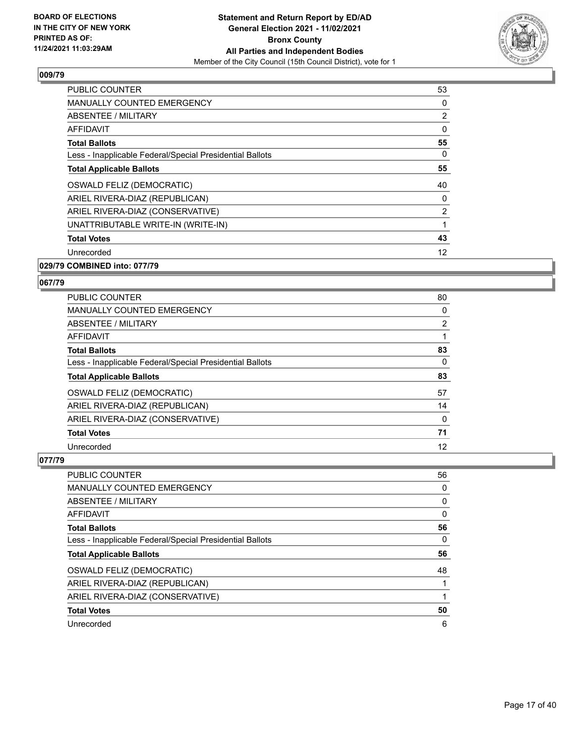**BOARD OF ELECTIONS IN THE CITY OF NEW YORK PRINTED AS OF: 11/24/2021 11:03:29AM**

**Statement and Return Report by ED/AD General Election 2021 - 11/02/2021 Bronx County All Parties and Independent Bodies**

Member of the City Council (15th Council District), vote for 1

## 009/79

| | |
|---|---|
| PUBLIC COUNTER | 53 |
| MANUALLY COUNTED EMERGENCY | 0 |
| ABSENTEE / MILITARY | 2 |
| AFFIDAVIT | 0 |
| **Total Ballots** | **55** |
| Less - Inapplicable Federal/Special Presidential Ballots | 0 |
| **Total Applicable Ballots** | **55** |
| OSWALD FELIZ (DEMOCRATIC) | 40 |
| ARIEL RIVERA-DIAZ (REPUBLICAN) | 0 |
| ARIEL RIVERA-DIAZ (CONSERVATIVE) | 2 |
| UNATTRIBUTABLE WRITE-IN (WRITE-IN) | 1 |
| **Total Votes** | **43** |
| Unrecorded | 12 |

## 029/79 COMBINED into: 077/79

## 067/79

| | |
|---|---|
| PUBLIC COUNTER | 80 |
| MANUALLY COUNTED EMERGENCY | 0 |
| ABSENTEE / MILITARY | 2 |
| AFFIDAVIT | 1 |
| **Total Ballots** | **83** |
| Less - Inapplicable Federal/Special Presidential Ballots | 0 |
| **Total Applicable Ballots** | **83** |
| OSWALD FELIZ (DEMOCRATIC) | 57 |
| ARIEL RIVERA-DIAZ (REPUBLICAN) | 14 |
| ARIEL RIVERA-DIAZ (CONSERVATIVE) | 0 |
| **Total Votes** | **71** |
| Unrecorded | 12 |

## 077/79

| | |
|---|---|
| PUBLIC COUNTER | 56 |
| MANUALLY COUNTED EMERGENCY | 0 |
| ABSENTEE / MILITARY | 0 |
| AFFIDAVIT | 0 |
| **Total Ballots** | **56** |
| Less - Inapplicable Federal/Special Presidential Ballots | 0 |
| **Total Applicable Ballots** | **56** |
| OSWALD FELIZ (DEMOCRATIC) | 48 |
| ARIEL RIVERA-DIAZ (REPUBLICAN) | 1 |
| ARIEL RIVERA-DIAZ (CONSERVATIVE) | 1 |
| **Total Votes** | **50** |
| Unrecorded | 6 |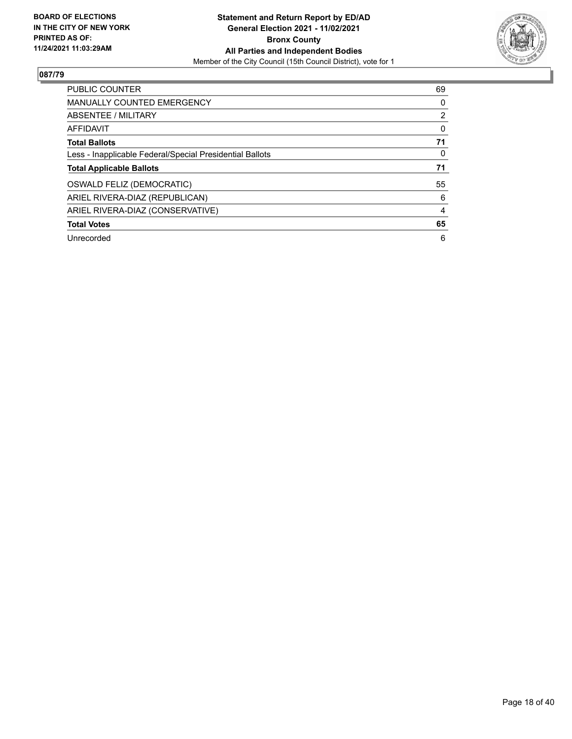**BOARD OF ELECTIONS IN THE CITY OF NEW YORK PRINTED AS OF: 11/24/2021 11:03:29AM**

**Statement and Return Report by ED/AD General Election 2021 - 11/02/2021 Bronx County All Parties and Independent Bodies**

Member of the City Council (15th Council District), vote for 1

## 087/79

| | |
|---|---|
| PUBLIC COUNTER | 69 |
| MANUALLY COUNTED EMERGENCY | 0 |
| ABSENTEE / MILITARY | 2 |
| AFFIDAVIT | 0 |
| **Total Ballots** | **71** |
| Less - Inapplicable Federal/Special Presidential Ballots | 0 |
| **Total Applicable Ballots** | **71** |
| OSWALD FELIZ (DEMOCRATIC) | 55 |
| ARIEL RIVERA-DIAZ (REPUBLICAN) | 6 |
| ARIEL RIVERA-DIAZ (CONSERVATIVE) | 4 |
| **Total Votes** | **65** |
| Unrecorded | 6 |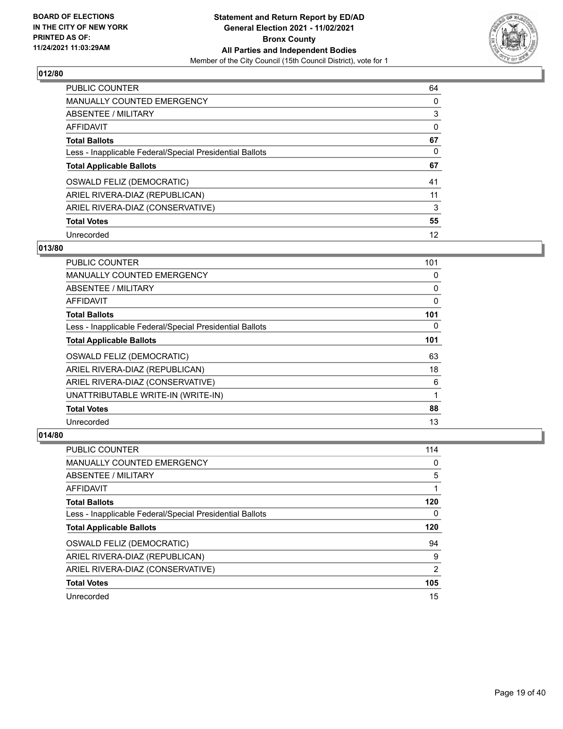**BOARD OF ELECTIONS IN THE CITY OF NEW YORK PRINTED AS OF: 11/24/2021 11:03:29AM**

**Statement and Return Report by ED/AD General Election 2021 - 11/02/2021 Bronx County All Parties and Independent Bodies**

Member of the City Council (15th Council District), vote for 1

## 012/80

| | |
|---|---|
| PUBLIC COUNTER | 64 |
| MANUALLY COUNTED EMERGENCY | 0 |
| ABSENTEE / MILITARY | 3 |
| AFFIDAVIT | 0 |
| **Total Ballots** | **67** |
| Less - Inapplicable Federal/Special Presidential Ballots | 0 |
| **Total Applicable Ballots** | **67** |
| OSWALD FELIZ (DEMOCRATIC) | 41 |
| ARIEL RIVERA-DIAZ (REPUBLICAN) | 11 |
| ARIEL RIVERA-DIAZ (CONSERVATIVE) | 3 |
| **Total Votes** | **55** |
| Unrecorded | 12 |

## 013/80

| | |
|---|---|
| PUBLIC COUNTER | 101 |
| MANUALLY COUNTED EMERGENCY | 0 |
| ABSENTEE / MILITARY | 0 |
| AFFIDAVIT | 0 |
| **Total Ballots** | **101** |
| Less - Inapplicable Federal/Special Presidential Ballots | 0 |
| **Total Applicable Ballots** | **101** |
| OSWALD FELIZ (DEMOCRATIC) | 63 |
| ARIEL RIVERA-DIAZ (REPUBLICAN) | 18 |
| ARIEL RIVERA-DIAZ (CONSERVATIVE) | 6 |
| UNATTRIBUTABLE WRITE-IN (WRITE-IN) | 1 |
| **Total Votes** | **88** |
| Unrecorded | 13 |

## 014/80

| | |
|---|---|
| PUBLIC COUNTER | 114 |
| MANUALLY COUNTED EMERGENCY | 0 |
| ABSENTEE / MILITARY | 5 |
| AFFIDAVIT | 1 |
| **Total Ballots** | **120** |
| Less - Inapplicable Federal/Special Presidential Ballots | 0 |
| **Total Applicable Ballots** | **120** |
| OSWALD FELIZ (DEMOCRATIC) | 94 |
| ARIEL RIVERA-DIAZ (REPUBLICAN) | 9 |
| ARIEL RIVERA-DIAZ (CONSERVATIVE) | 2 |
| **Total Votes** | **105** |
| Unrecorded | 15 |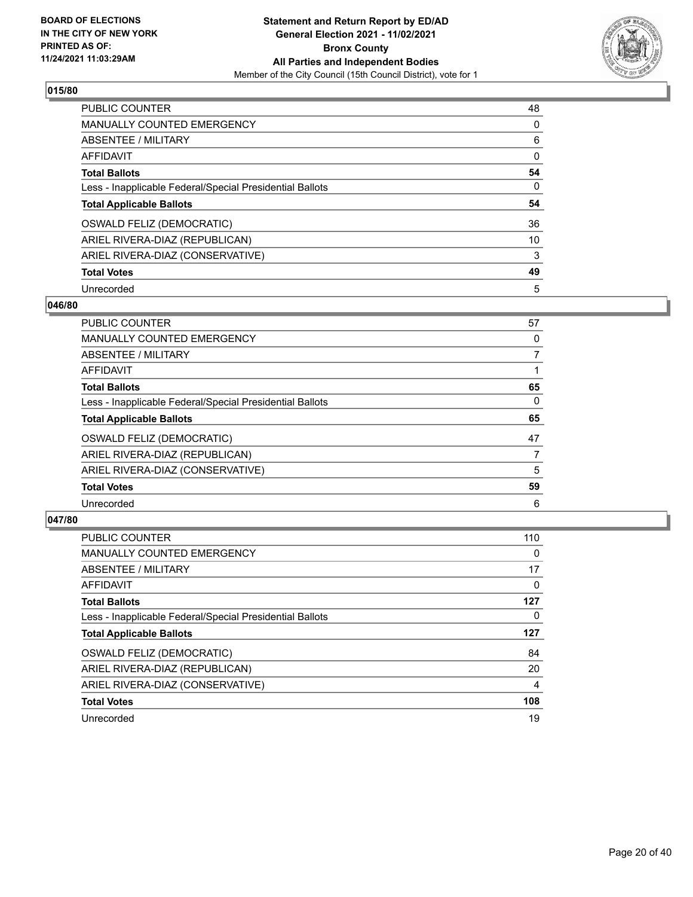BOARD OF ELECTIONS IN THE CITY OF NEW YORK
PRINTED AS OF: 11/24/2021 11:03:29AM

**Statement and Return Report by ED/AD**
**General Election 2021 - 11/02/2021**
**Bronx County**
**All Parties and Independent Bodies**
Member of the City Council (15th Council District), vote for 1

### 015/80

| | |
|---|---|
| PUBLIC COUNTER | 48 |
| MANUALLY COUNTED EMERGENCY | 0 |
| ABSENTEE / MILITARY | 6 |
| AFFIDAVIT | 0 |
| **Total Ballots** | **54** |
| Less - Inapplicable Federal/Special Presidential Ballots | 0 |
| **Total Applicable Ballots** | **54** |
| OSWALD FELIZ (DEMOCRATIC) | 36 |
| ARIEL RIVERA-DIAZ (REPUBLICAN) | 10 |
| ARIEL RIVERA-DIAZ (CONSERVATIVE) | 3 |
| **Total Votes** | **49** |
| Unrecorded | 5 |

### 046/80

| | |
|---|---|
| PUBLIC COUNTER | 57 |
| MANUALLY COUNTED EMERGENCY | 0 |
| ABSENTEE / MILITARY | 7 |
| AFFIDAVIT | 1 |
| **Total Ballots** | **65** |
| Less - Inapplicable Federal/Special Presidential Ballots | 0 |
| **Total Applicable Ballots** | **65** |
| OSWALD FELIZ (DEMOCRATIC) | 47 |
| ARIEL RIVERA-DIAZ (REPUBLICAN) | 7 |
| ARIEL RIVERA-DIAZ (CONSERVATIVE) | 5 |
| **Total Votes** | **59** |
| Unrecorded | 6 |

### 047/80

| | |
|---|---|
| PUBLIC COUNTER | 110 |
| MANUALLY COUNTED EMERGENCY | 0 |
| ABSENTEE / MILITARY | 17 |
| AFFIDAVIT | 0 |
| **Total Ballots** | **127** |
| Less - Inapplicable Federal/Special Presidential Ballots | 0 |
| **Total Applicable Ballots** | **127** |
| OSWALD FELIZ (DEMOCRATIC) | 84 |
| ARIEL RIVERA-DIAZ (REPUBLICAN) | 20 |
| ARIEL RIVERA-DIAZ (CONSERVATIVE) | 4 |
| **Total Votes** | **108** |
| Unrecorded | 19 |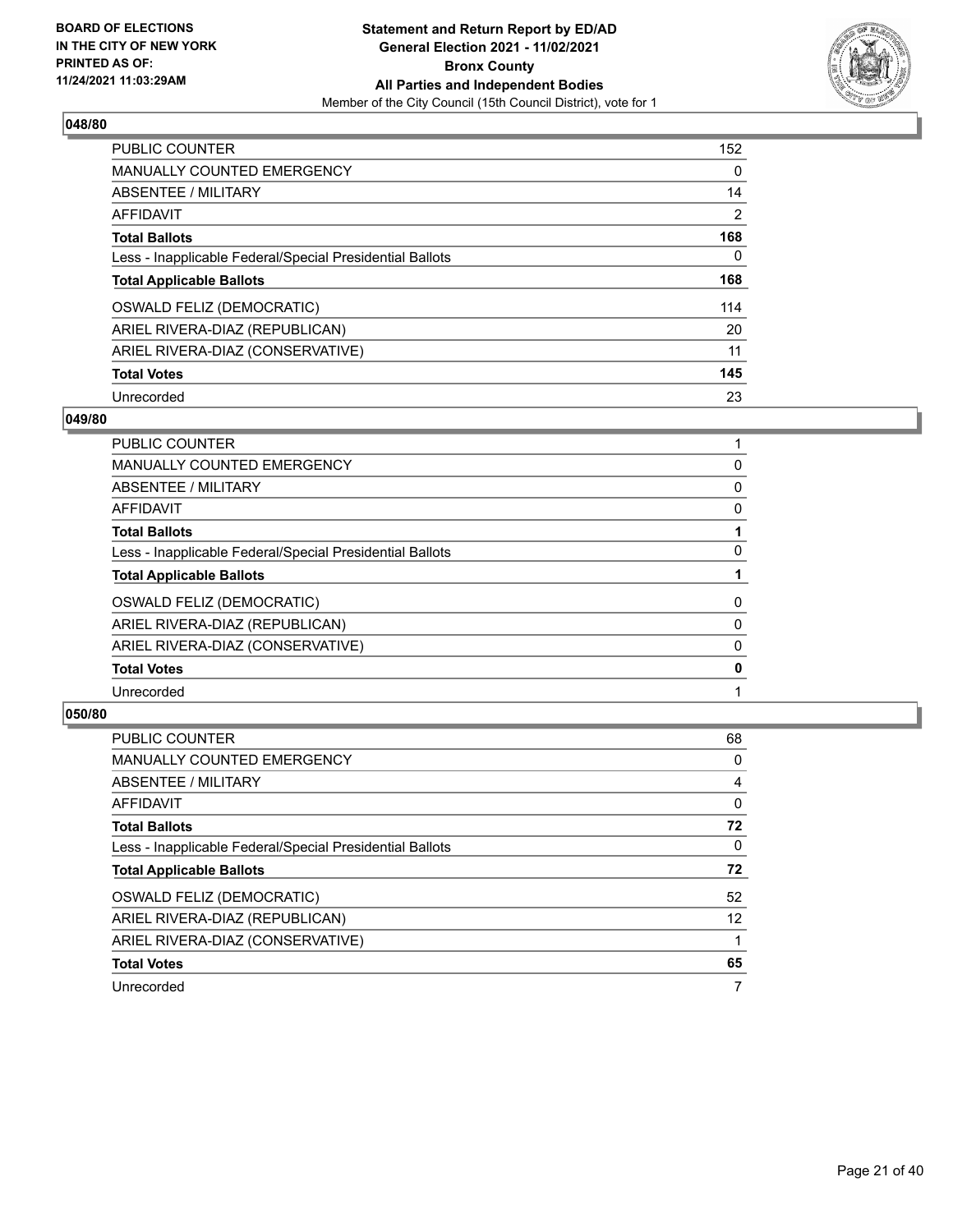BOARD OF ELECTIONS
IN THE CITY OF NEW YORK
PRINTED AS OF:
11/24/2021 11:03:29AM

**Statement and Return Report by ED/AD**
**General Election 2021 - 11/02/2021**
**Bronx County**
**All Parties and Independent Bodies**
Member of the City Council (15th Council District), vote for 1

### 048/80

| | |
|---|---|
| PUBLIC COUNTER | 152 |
| MANUALLY COUNTED EMERGENCY | 0 |
| ABSENTEE / MILITARY | 14 |
| AFFIDAVIT | 2 |
| **Total Ballots** | **168** |
| Less - Inapplicable Federal/Special Presidential Ballots | 0 |
| **Total Applicable Ballots** | **168** |
| OSWALD FELIZ (DEMOCRATIC) | 114 |
| ARIEL RIVERA-DIAZ (REPUBLICAN) | 20 |
| ARIEL RIVERA-DIAZ (CONSERVATIVE) | 11 |
| **Total Votes** | **145** |
| Unrecorded | 23 |

### 049/80

| | |
|---|---|
| PUBLIC COUNTER | 1 |
| MANUALLY COUNTED EMERGENCY | 0 |
| ABSENTEE / MILITARY | 0 |
| AFFIDAVIT | 0 |
| **Total Ballots** | **1** |
| Less - Inapplicable Federal/Special Presidential Ballots | 0 |
| **Total Applicable Ballots** | **1** |
| OSWALD FELIZ (DEMOCRATIC) | 0 |
| ARIEL RIVERA-DIAZ (REPUBLICAN) | 0 |
| ARIEL RIVERA-DIAZ (CONSERVATIVE) | 0 |
| **Total Votes** | **0** |
| Unrecorded | 1 |

### 050/80

| | |
|---|---|
| PUBLIC COUNTER | 68 |
| MANUALLY COUNTED EMERGENCY | 0 |
| ABSENTEE / MILITARY | 4 |
| AFFIDAVIT | 0 |
| **Total Ballots** | **72** |
| Less - Inapplicable Federal/Special Presidential Ballots | 0 |
| **Total Applicable Ballots** | **72** |
| OSWALD FELIZ (DEMOCRATIC) | 52 |
| ARIEL RIVERA-DIAZ (REPUBLICAN) | 12 |
| ARIEL RIVERA-DIAZ (CONSERVATIVE) | 1 |
| **Total Votes** | **65** |
| Unrecorded | 7 |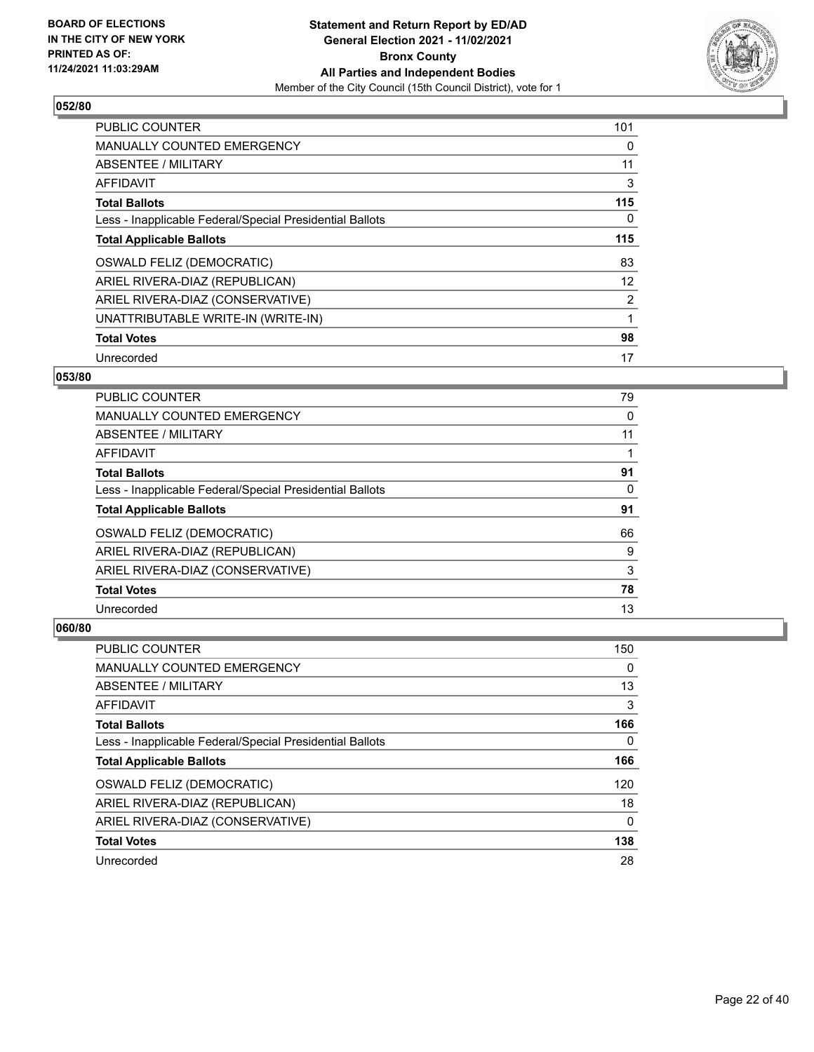**BOARD OF ELECTIONS IN THE CITY OF NEW YORK PRINTED AS OF: 11/24/2021 11:03:29AM**

**Statement and Return Report by ED/AD General Election 2021 - 11/02/2021 Bronx County All Parties and Independent Bodies**
Member of the City Council (15th Council District), vote for 1

### 052/80

| | |
|---|---|
| PUBLIC COUNTER | 101 |
| MANUALLY COUNTED EMERGENCY | 0 |
| ABSENTEE / MILITARY | 11 |
| AFFIDAVIT | 3 |
| **Total Ballots** | **115** |
| Less - Inapplicable Federal/Special Presidential Ballots | 0 |
| **Total Applicable Ballots** | **115** |
| OSWALD FELIZ (DEMOCRATIC) | 83 |
| ARIEL RIVERA-DIAZ (REPUBLICAN) | 12 |
| ARIEL RIVERA-DIAZ (CONSERVATIVE) | 2 |
| UNATTRIBUTABLE WRITE-IN (WRITE-IN) | 1 |
| **Total Votes** | **98** |
| Unrecorded | 17 |

### 053/80

| | |
|---|---|
| PUBLIC COUNTER | 79 |
| MANUALLY COUNTED EMERGENCY | 0 |
| ABSENTEE / MILITARY | 11 |
| AFFIDAVIT | 1 |
| **Total Ballots** | **91** |
| Less - Inapplicable Federal/Special Presidential Ballots | 0 |
| **Total Applicable Ballots** | **91** |
| OSWALD FELIZ (DEMOCRATIC) | 66 |
| ARIEL RIVERA-DIAZ (REPUBLICAN) | 9 |
| ARIEL RIVERA-DIAZ (CONSERVATIVE) | 3 |
| **Total Votes** | **78** |
| Unrecorded | 13 |

### 060/80

| | |
|---|---|
| PUBLIC COUNTER | 150 |
| MANUALLY COUNTED EMERGENCY | 0 |
| ABSENTEE / MILITARY | 13 |
| AFFIDAVIT | 3 |
| **Total Ballots** | **166** |
| Less - Inapplicable Federal/Special Presidential Ballots | 0 |
| **Total Applicable Ballots** | **166** |
| OSWALD FELIZ (DEMOCRATIC) | 120 |
| ARIEL RIVERA-DIAZ (REPUBLICAN) | 18 |
| ARIEL RIVERA-DIAZ (CONSERVATIVE) | 0 |
| **Total Votes** | **138** |
| Unrecorded | 28 |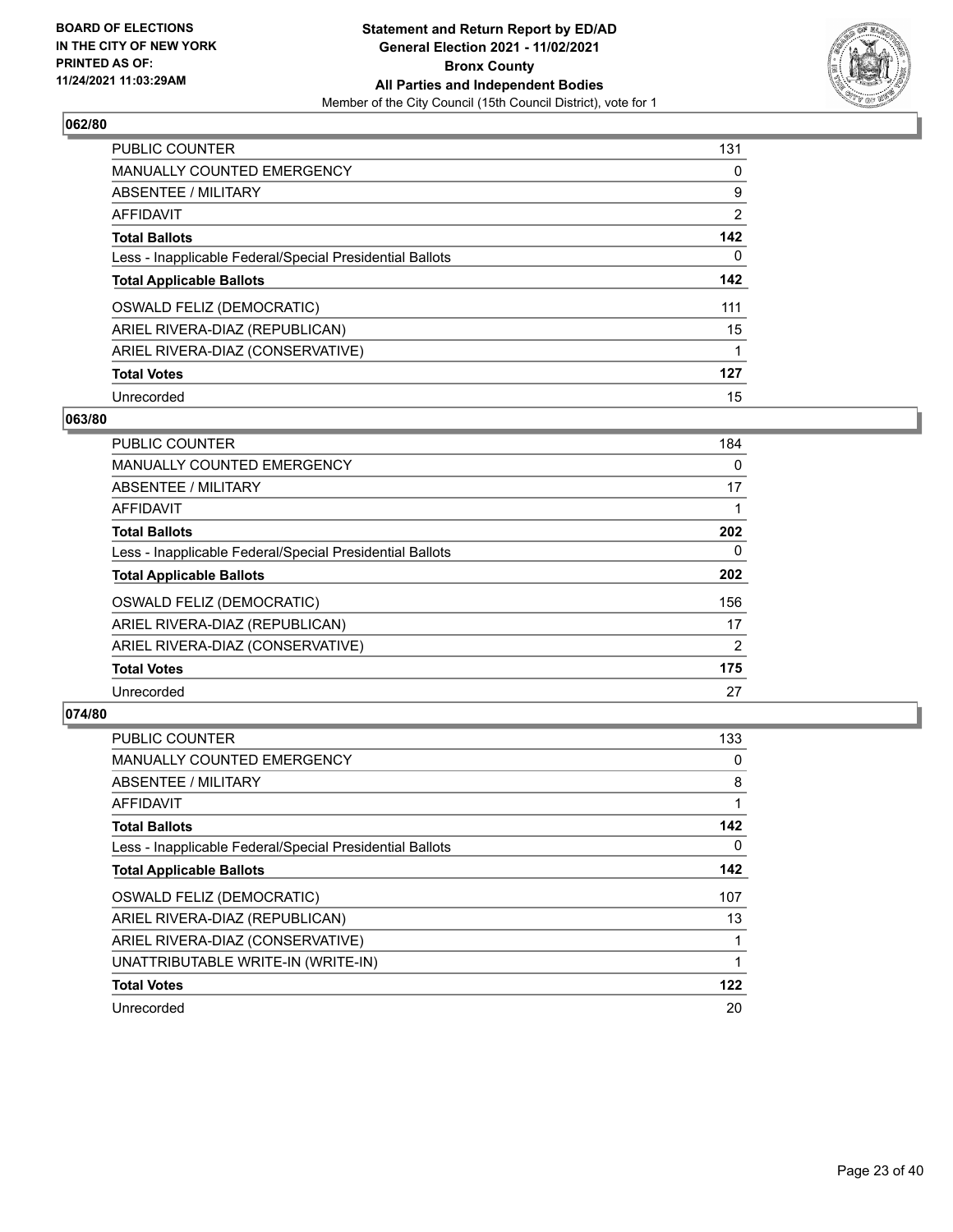**BOARD OF ELECTIONS IN THE CITY OF NEW YORK PRINTED AS OF: 11/24/2021 11:03:29AM**

**Statement and Return Report by ED/AD General Election 2021 - 11/02/2021 Bronx County All Parties and Independent Bodies**

Member of the City Council (15th Council District), vote for 1

## 062/80

| | |
|---|---|
| PUBLIC COUNTER | 131 |
| MANUALLY COUNTED EMERGENCY | 0 |
| ABSENTEE / MILITARY | 9 |
| AFFIDAVIT | 2 |
| **Total Ballots** | **142** |
| Less - Inapplicable Federal/Special Presidential Ballots | 0 |
| **Total Applicable Ballots** | **142** |
| OSWALD FELIZ (DEMOCRATIC) | 111 |
| ARIEL RIVERA-DIAZ (REPUBLICAN) | 15 |
| ARIEL RIVERA-DIAZ (CONSERVATIVE) | 1 |
| **Total Votes** | **127** |
| Unrecorded | 15 |

## 063/80

| | |
|---|---|
| PUBLIC COUNTER | 184 |
| MANUALLY COUNTED EMERGENCY | 0 |
| ABSENTEE / MILITARY | 17 |
| AFFIDAVIT | 1 |
| **Total Ballots** | **202** |
| Less - Inapplicable Federal/Special Presidential Ballots | 0 |
| **Total Applicable Ballots** | **202** |
| OSWALD FELIZ (DEMOCRATIC) | 156 |
| ARIEL RIVERA-DIAZ (REPUBLICAN) | 17 |
| ARIEL RIVERA-DIAZ (CONSERVATIVE) | 2 |
| **Total Votes** | **175** |
| Unrecorded | 27 |

## 074/80

| | |
|---|---|
| PUBLIC COUNTER | 133 |
| MANUALLY COUNTED EMERGENCY | 0 |
| ABSENTEE / MILITARY | 8 |
| AFFIDAVIT | 1 |
| **Total Ballots** | **142** |
| Less - Inapplicable Federal/Special Presidential Ballots | 0 |
| **Total Applicable Ballots** | **142** |
| OSWALD FELIZ (DEMOCRATIC) | 107 |
| ARIEL RIVERA-DIAZ (REPUBLICAN) | 13 |
| ARIEL RIVERA-DIAZ (CONSERVATIVE) | 1 |
| UNATTRIBUTABLE WRITE-IN (WRITE-IN) | 1 |
| **Total Votes** | **122** |
| Unrecorded | 20 |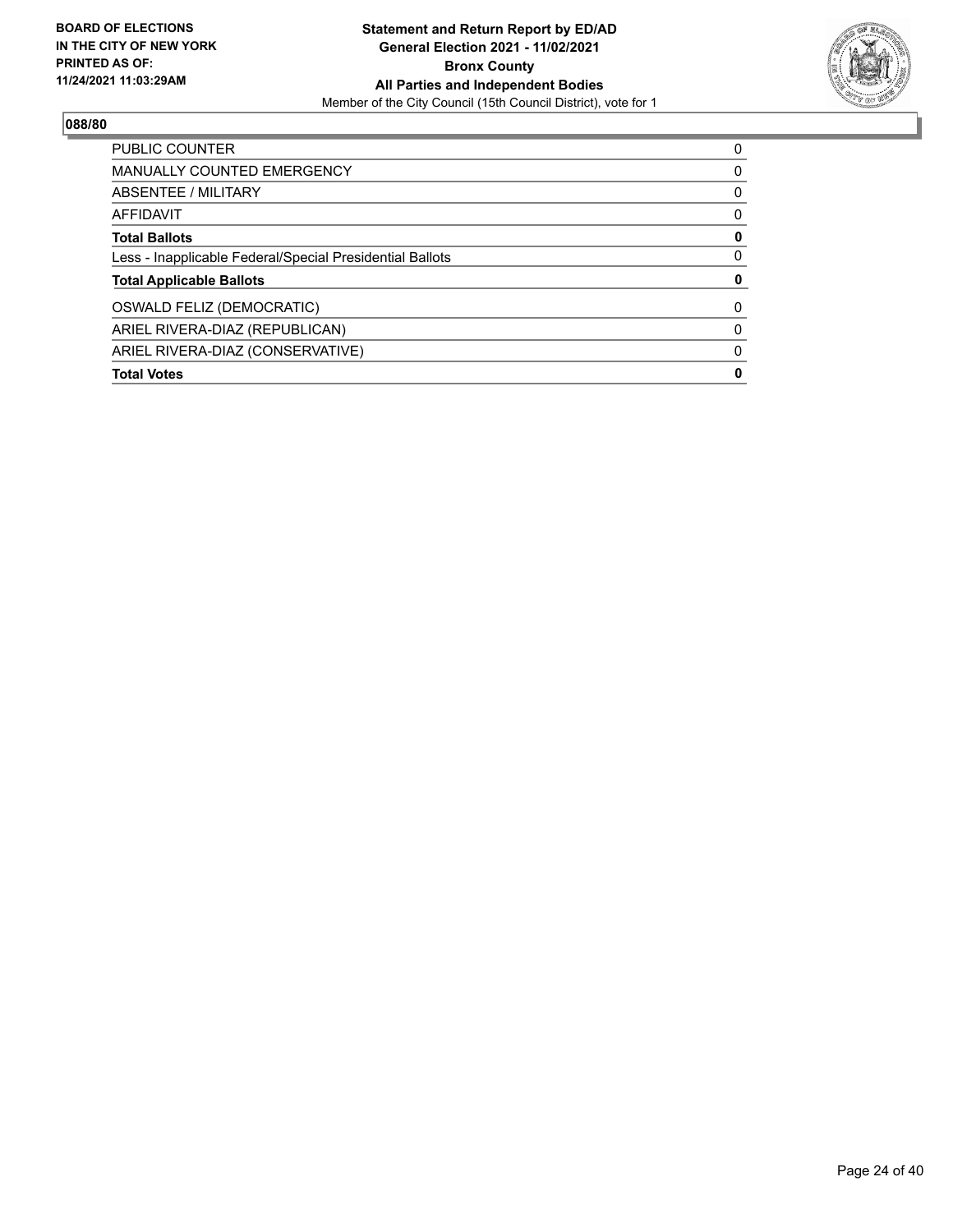**BOARD OF ELECTIONS IN THE CITY OF NEW YORK PRINTED AS OF: 11/24/2021 11:03:29AM**

**Statement and Return Report by ED/AD General Election 2021 - 11/02/2021 Bronx County All Parties and Independent Bodies**
Member of the City Council (15th Council District), vote for 1

## 088/80

| | |
|---|---|
| PUBLIC COUNTER | 0 |
| MANUALLY COUNTED EMERGENCY | 0 |
| ABSENTEE / MILITARY | 0 |
| AFFIDAVIT | 0 |
| **Total Ballots** | **0** |
| Less - Inapplicable Federal/Special Presidential Ballots | 0 |
| **Total Applicable Ballots** | **0** |
| OSWALD FELIZ (DEMOCRATIC) | 0 |
| ARIEL RIVERA-DIAZ (REPUBLICAN) | 0 |
| ARIEL RIVERA-DIAZ (CONSERVATIVE) | 0 |
| **Total Votes** | **0** |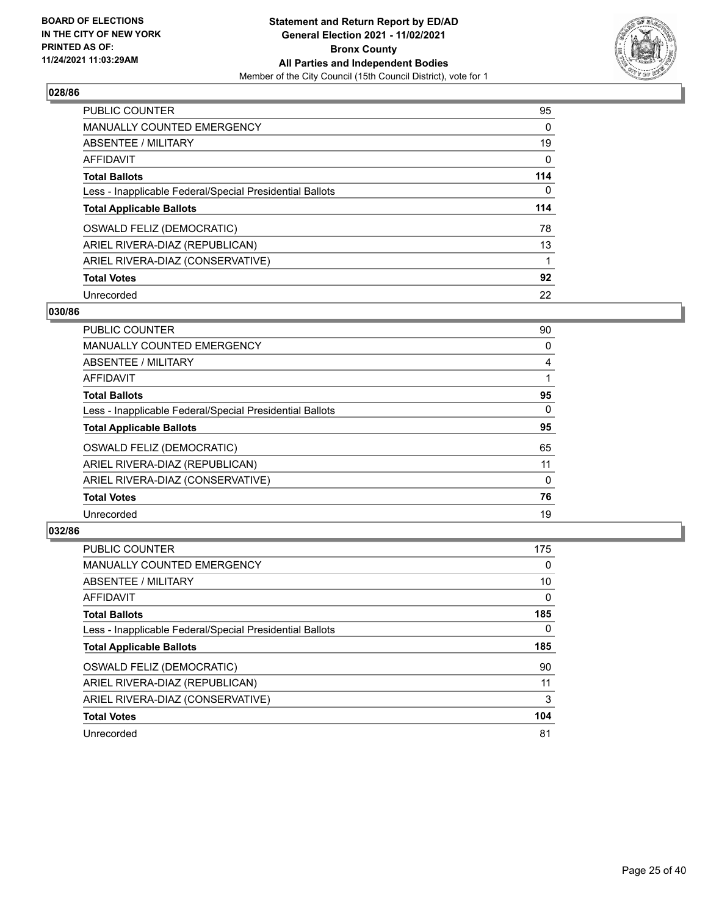BOARD OF ELECTIONS
IN THE CITY OF NEW YORK
PRINTED AS OF:
11/24/2021 11:03:29AM

**Statement and Return Report by ED/AD**
**General Election 2021 - 11/02/2021**
**Bronx County**
**All Parties and Independent Bodies**
Member of the City Council (15th Council District), vote for 1

### 028/86

| | |
|---|---|
| PUBLIC COUNTER | 95 |
| MANUALLY COUNTED EMERGENCY | 0 |
| ABSENTEE / MILITARY | 19 |
| AFFIDAVIT | 0 |
| **Total Ballots** | **114** |
| Less - Inapplicable Federal/Special Presidential Ballots | 0 |
| **Total Applicable Ballots** | **114** |
| OSWALD FELIZ (DEMOCRATIC) | 78 |
| ARIEL RIVERA-DIAZ (REPUBLICAN) | 13 |
| ARIEL RIVERA-DIAZ (CONSERVATIVE) | 1 |
| **Total Votes** | **92** |
| Unrecorded | 22 |

### 030/86

| | |
|---|---|
| PUBLIC COUNTER | 90 |
| MANUALLY COUNTED EMERGENCY | 0 |
| ABSENTEE / MILITARY | 4 |
| AFFIDAVIT | 1 |
| **Total Ballots** | **95** |
| Less - Inapplicable Federal/Special Presidential Ballots | 0 |
| **Total Applicable Ballots** | **95** |
| OSWALD FELIZ (DEMOCRATIC) | 65 |
| ARIEL RIVERA-DIAZ (REPUBLICAN) | 11 |
| ARIEL RIVERA-DIAZ (CONSERVATIVE) | 0 |
| **Total Votes** | **76** |
| Unrecorded | 19 |

### 032/86

| | |
|---|---|
| PUBLIC COUNTER | 175 |
| MANUALLY COUNTED EMERGENCY | 0 |
| ABSENTEE / MILITARY | 10 |
| AFFIDAVIT | 0 |
| **Total Ballots** | **185** |
| Less - Inapplicable Federal/Special Presidential Ballots | 0 |
| **Total Applicable Ballots** | **185** |
| OSWALD FELIZ (DEMOCRATIC) | 90 |
| ARIEL RIVERA-DIAZ (REPUBLICAN) | 11 |
| ARIEL RIVERA-DIAZ (CONSERVATIVE) | 3 |
| **Total Votes** | **104** |
| Unrecorded | 81 |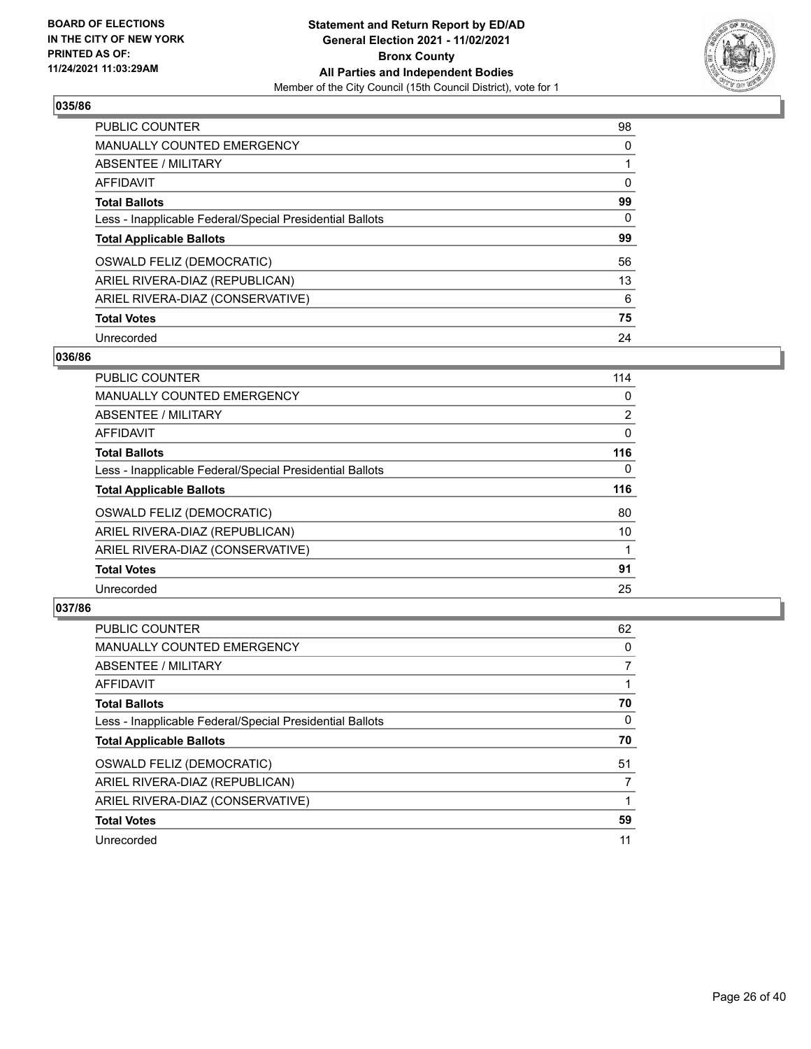**BOARD OF ELECTIONS IN THE CITY OF NEW YORK PRINTED AS OF: 11/24/2021 11:03:29AM**

**Statement and Return Report by ED/AD General Election 2021 - 11/02/2021 Bronx County All Parties and Independent Bodies**

Member of the City Council (15th Council District), vote for 1

### 035/86

| | |
|---|---|
| PUBLIC COUNTER | 98 |
| MANUALLY COUNTED EMERGENCY | 0 |
| ABSENTEE / MILITARY | 1 |
| AFFIDAVIT | 0 |
| **Total Ballots** | **99** |
| Less - Inapplicable Federal/Special Presidential Ballots | 0 |
| **Total Applicable Ballots** | **99** |
| OSWALD FELIZ (DEMOCRATIC) | 56 |
| ARIEL RIVERA-DIAZ (REPUBLICAN) | 13 |
| ARIEL RIVERA-DIAZ (CONSERVATIVE) | 6 |
| **Total Votes** | **75** |
| Unrecorded | 24 |

### 036/86

| | |
|---|---|
| PUBLIC COUNTER | 114 |
| MANUALLY COUNTED EMERGENCY | 0 |
| ABSENTEE / MILITARY | 2 |
| AFFIDAVIT | 0 |
| **Total Ballots** | **116** |
| Less - Inapplicable Federal/Special Presidential Ballots | 0 |
| **Total Applicable Ballots** | **116** |
| OSWALD FELIZ (DEMOCRATIC) | 80 |
| ARIEL RIVERA-DIAZ (REPUBLICAN) | 10 |
| ARIEL RIVERA-DIAZ (CONSERVATIVE) | 1 |
| **Total Votes** | **91** |
| Unrecorded | 25 |

### 037/86

| | |
|---|---|
| PUBLIC COUNTER | 62 |
| MANUALLY COUNTED EMERGENCY | 0 |
| ABSENTEE / MILITARY | 7 |
| AFFIDAVIT | 1 |
| **Total Ballots** | **70** |
| Less - Inapplicable Federal/Special Presidential Ballots | 0 |
| **Total Applicable Ballots** | **70** |
| OSWALD FELIZ (DEMOCRATIC) | 51 |
| ARIEL RIVERA-DIAZ (REPUBLICAN) | 7 |
| ARIEL RIVERA-DIAZ (CONSERVATIVE) | 1 |
| **Total Votes** | **59** |
| Unrecorded | 11 |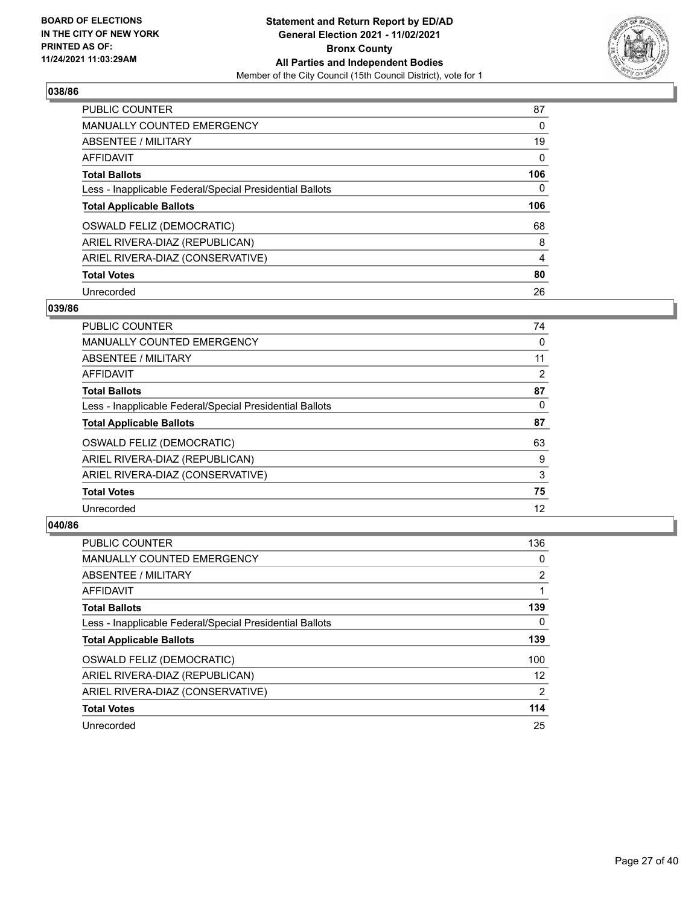**BOARD OF ELECTIONS IN THE CITY OF NEW YORK PRINTED AS OF: 11/24/2021 11:03:29AM**

**Statement and Return Report by ED/AD General Election 2021 - 11/02/2021 Bronx County All Parties and Independent Bodies**

Member of the City Council (15th Council District), vote for 1

### 038/86

| | |
|---|---|
| PUBLIC COUNTER | 87 |
| MANUALLY COUNTED EMERGENCY | 0 |
| ABSENTEE / MILITARY | 19 |
| AFFIDAVIT | 0 |
| **Total Ballots** | **106** |
| Less - Inapplicable Federal/Special Presidential Ballots | 0 |
| **Total Applicable Ballots** | **106** |
| OSWALD FELIZ (DEMOCRATIC) | 68 |
| ARIEL RIVERA-DIAZ (REPUBLICAN) | 8 |
| ARIEL RIVERA-DIAZ (CONSERVATIVE) | 4 |
| **Total Votes** | **80** |
| Unrecorded | 26 |

### 039/86

| | |
|---|---|
| PUBLIC COUNTER | 74 |
| MANUALLY COUNTED EMERGENCY | 0 |
| ABSENTEE / MILITARY | 11 |
| AFFIDAVIT | 2 |
| **Total Ballots** | **87** |
| Less - Inapplicable Federal/Special Presidential Ballots | 0 |
| **Total Applicable Ballots** | **87** |
| OSWALD FELIZ (DEMOCRATIC) | 63 |
| ARIEL RIVERA-DIAZ (REPUBLICAN) | 9 |
| ARIEL RIVERA-DIAZ (CONSERVATIVE) | 3 |
| **Total Votes** | **75** |
| Unrecorded | 12 |

### 040/86

| | |
|---|---|
| PUBLIC COUNTER | 136 |
| MANUALLY COUNTED EMERGENCY | 0 |
| ABSENTEE / MILITARY | 2 |
| AFFIDAVIT | 1 |
| **Total Ballots** | **139** |
| Less - Inapplicable Federal/Special Presidential Ballots | 0 |
| **Total Applicable Ballots** | **139** |
| OSWALD FELIZ (DEMOCRATIC) | 100 |
| ARIEL RIVERA-DIAZ (REPUBLICAN) | 12 |
| ARIEL RIVERA-DIAZ (CONSERVATIVE) | 2 |
| **Total Votes** | **114** |
| Unrecorded | 25 |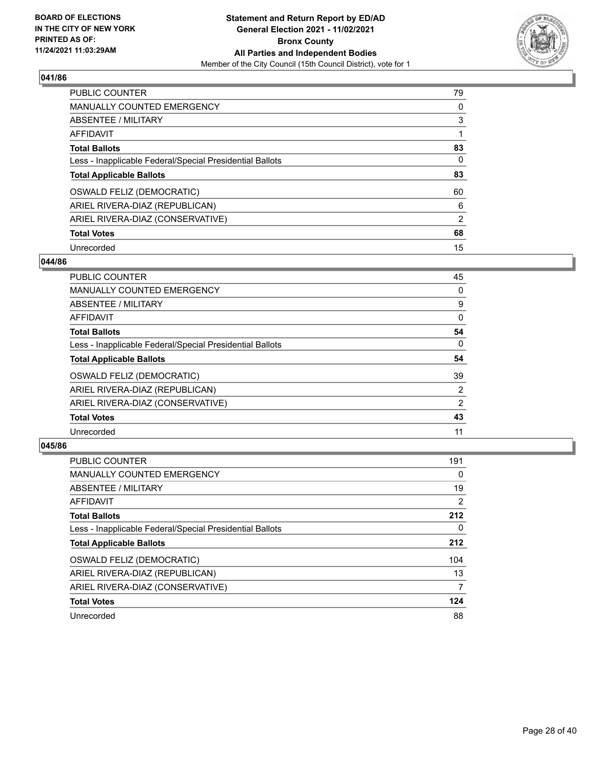**BOARD OF ELECTIONS IN THE CITY OF NEW YORK PRINTED AS OF: 11/24/2021 11:03:29AM**

**Statement and Return Report by ED/AD General Election 2021 - 11/02/2021 Bronx County All Parties and Independent Bodies**

Member of the City Council (15th Council District), vote for 1

### 041/86

| | |
|---|---|
| PUBLIC COUNTER | 79 |
| MANUALLY COUNTED EMERGENCY | 0 |
| ABSENTEE / MILITARY | 3 |
| AFFIDAVIT | 1 |
| **Total Ballots** | **83** |
| Less - Inapplicable Federal/Special Presidential Ballots | 0 |
| **Total Applicable Ballots** | **83** |
| OSWALD FELIZ (DEMOCRATIC) | 60 |
| ARIEL RIVERA-DIAZ (REPUBLICAN) | 6 |
| ARIEL RIVERA-DIAZ (CONSERVATIVE) | 2 |
| **Total Votes** | **68** |
| Unrecorded | 15 |

### 044/86

| | |
|---|---|
| PUBLIC COUNTER | 45 |
| MANUALLY COUNTED EMERGENCY | 0 |
| ABSENTEE / MILITARY | 9 |
| AFFIDAVIT | 0 |
| **Total Ballots** | **54** |
| Less - Inapplicable Federal/Special Presidential Ballots | 0 |
| **Total Applicable Ballots** | **54** |
| OSWALD FELIZ (DEMOCRATIC) | 39 |
| ARIEL RIVERA-DIAZ (REPUBLICAN) | 2 |
| ARIEL RIVERA-DIAZ (CONSERVATIVE) | 2 |
| **Total Votes** | **43** |
| Unrecorded | 11 |

### 045/86

| | |
|---|---|
| PUBLIC COUNTER | 191 |
| MANUALLY COUNTED EMERGENCY | 0 |
| ABSENTEE / MILITARY | 19 |
| AFFIDAVIT | 2 |
| **Total Ballots** | **212** |
| Less - Inapplicable Federal/Special Presidential Ballots | 0 |
| **Total Applicable Ballots** | **212** |
| OSWALD FELIZ (DEMOCRATIC) | 104 |
| ARIEL RIVERA-DIAZ (REPUBLICAN) | 13 |
| ARIEL RIVERA-DIAZ (CONSERVATIVE) | 7 |
| **Total Votes** | **124** |
| Unrecorded | 88 |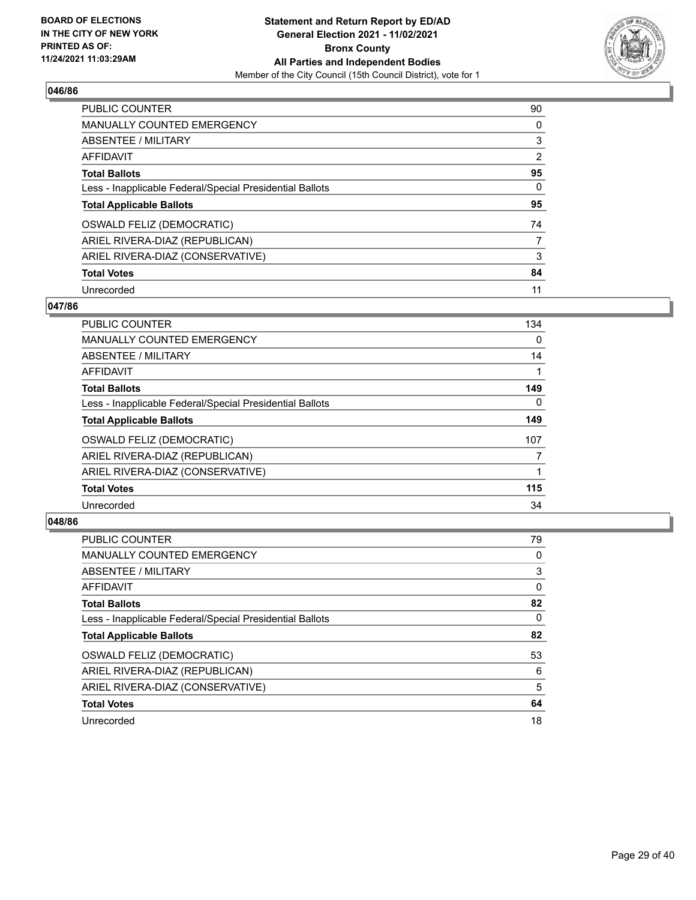**BOARD OF ELECTIONS IN THE CITY OF NEW YORK PRINTED AS OF: 11/24/2021 11:03:29AM**

**Statement and Return Report by ED/AD General Election 2021 - 11/02/2021 Bronx County All Parties and Independent Bodies**

Member of the City Council (15th Council District), vote for 1

### 046/86

| | |
|---|---|
| PUBLIC COUNTER | 90 |
| MANUALLY COUNTED EMERGENCY | 0 |
| ABSENTEE / MILITARY | 3 |
| AFFIDAVIT | 2 |
| **Total Ballots** | **95** |
| Less - Inapplicable Federal/Special Presidential Ballots | 0 |
| **Total Applicable Ballots** | **95** |
| OSWALD FELIZ (DEMOCRATIC) | 74 |
| ARIEL RIVERA-DIAZ (REPUBLICAN) | 7 |
| ARIEL RIVERA-DIAZ (CONSERVATIVE) | 3 |
| **Total Votes** | **84** |
| Unrecorded | 11 |

### 047/86

| | |
|---|---|
| PUBLIC COUNTER | 134 |
| MANUALLY COUNTED EMERGENCY | 0 |
| ABSENTEE / MILITARY | 14 |
| AFFIDAVIT | 1 |
| **Total Ballots** | **149** |
| Less - Inapplicable Federal/Special Presidential Ballots | 0 |
| **Total Applicable Ballots** | **149** |
| OSWALD FELIZ (DEMOCRATIC) | 107 |
| ARIEL RIVERA-DIAZ (REPUBLICAN) | 7 |
| ARIEL RIVERA-DIAZ (CONSERVATIVE) | 1 |
| **Total Votes** | **115** |
| Unrecorded | 34 |

### 048/86

| | |
|---|---|
| PUBLIC COUNTER | 79 |
| MANUALLY COUNTED EMERGENCY | 0 |
| ABSENTEE / MILITARY | 3 |
| AFFIDAVIT | 0 |
| **Total Ballots** | **82** |
| Less - Inapplicable Federal/Special Presidential Ballots | 0 |
| **Total Applicable Ballots** | **82** |
| OSWALD FELIZ (DEMOCRATIC) | 53 |
| ARIEL RIVERA-DIAZ (REPUBLICAN) | 6 |
| ARIEL RIVERA-DIAZ (CONSERVATIVE) | 5 |
| **Total Votes** | **64** |
| Unrecorded | 18 |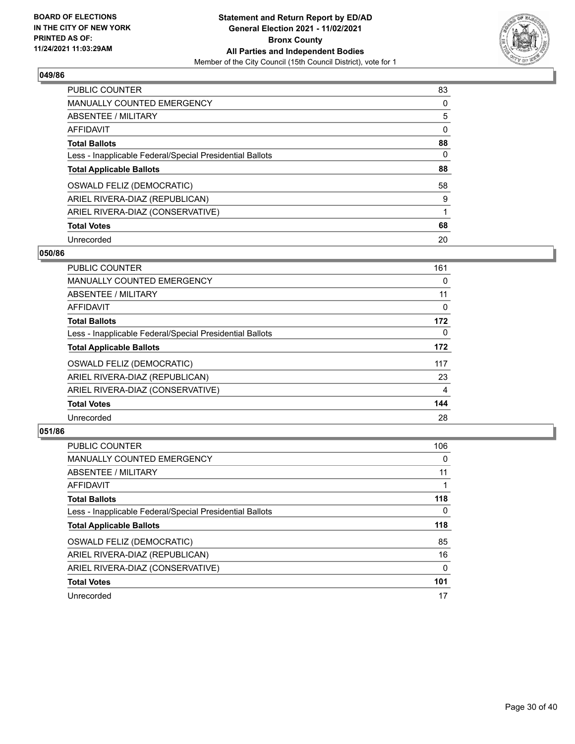**BOARD OF ELECTIONS IN THE CITY OF NEW YORK PRINTED AS OF: 11/24/2021 11:03:29AM**

**Statement and Return Report by ED/AD General Election 2021 - 11/02/2021 Bronx County All Parties and Independent Bodies**
Member of the City Council (15th Council District), vote for 1

### 049/86

| | |
|---|---|
| PUBLIC COUNTER | 83 |
| MANUALLY COUNTED EMERGENCY | 0 |
| ABSENTEE / MILITARY | 5 |
| AFFIDAVIT | 0 |
| **Total Ballots** | **88** |
| Less - Inapplicable Federal/Special Presidential Ballots | 0 |
| **Total Applicable Ballots** | **88** |
| OSWALD FELIZ (DEMOCRATIC) | 58 |
| ARIEL RIVERA-DIAZ (REPUBLICAN) | 9 |
| ARIEL RIVERA-DIAZ (CONSERVATIVE) | 1 |
| **Total Votes** | **68** |
| Unrecorded | 20 |

### 050/86

| | |
|---|---|
| PUBLIC COUNTER | 161 |
| MANUALLY COUNTED EMERGENCY | 0 |
| ABSENTEE / MILITARY | 11 |
| AFFIDAVIT | 0 |
| **Total Ballots** | **172** |
| Less - Inapplicable Federal/Special Presidential Ballots | 0 |
| **Total Applicable Ballots** | **172** |
| OSWALD FELIZ (DEMOCRATIC) | 117 |
| ARIEL RIVERA-DIAZ (REPUBLICAN) | 23 |
| ARIEL RIVERA-DIAZ (CONSERVATIVE) | 4 |
| **Total Votes** | **144** |
| Unrecorded | 28 |

### 051/86

| | |
|---|---|
| PUBLIC COUNTER | 106 |
| MANUALLY COUNTED EMERGENCY | 0 |
| ABSENTEE / MILITARY | 11 |
| AFFIDAVIT | 1 |
| **Total Ballots** | **118** |
| Less - Inapplicable Federal/Special Presidential Ballots | 0 |
| **Total Applicable Ballots** | **118** |
| OSWALD FELIZ (DEMOCRATIC) | 85 |
| ARIEL RIVERA-DIAZ (REPUBLICAN) | 16 |
| ARIEL RIVERA-DIAZ (CONSERVATIVE) | 0 |
| **Total Votes** | **101** |
| Unrecorded | 17 |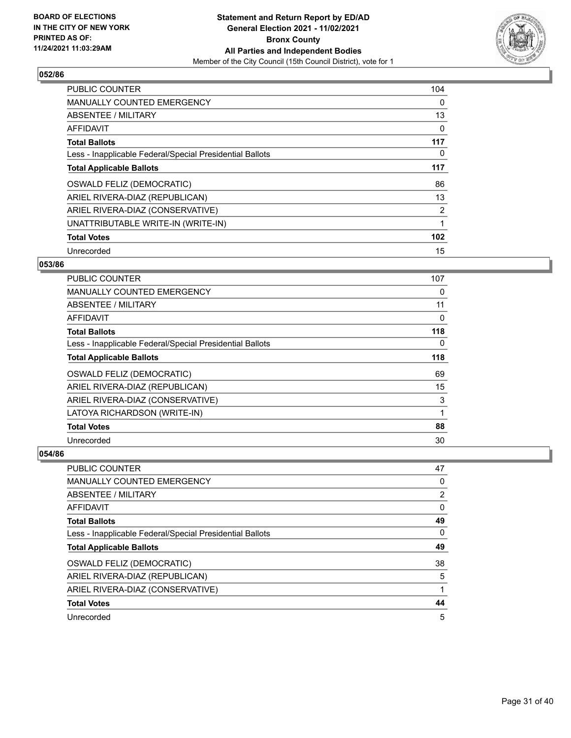**Statement and Return Report by ED/AD**
**General Election 2021 - 11/02/2021**
**Bronx County**
**All Parties and Independent Bodies**
Member of the City Council (15th Council District), vote for 1

BOARD OF ELECTIONS IN THE CITY OF NEW YORK PRINTED AS OF: 11/24/2021 11:03:29AM

### 052/86

| | |
|---|---|
| PUBLIC COUNTER | 104 |
| MANUALLY COUNTED EMERGENCY | 0 |
| ABSENTEE / MILITARY | 13 |
| AFFIDAVIT | 0 |
| **Total Ballots** | **117** |
| Less - Inapplicable Federal/Special Presidential Ballots | 0 |
| **Total Applicable Ballots** | **117** |
| OSWALD FELIZ (DEMOCRATIC) | 86 |
| ARIEL RIVERA-DIAZ (REPUBLICAN) | 13 |
| ARIEL RIVERA-DIAZ (CONSERVATIVE) | 2 |
| UNATTRIBUTABLE WRITE-IN (WRITE-IN) | 1 |
| **Total Votes** | **102** |
| Unrecorded | 15 |

### 053/86

| | |
|---|---|
| PUBLIC COUNTER | 107 |
| MANUALLY COUNTED EMERGENCY | 0 |
| ABSENTEE / MILITARY | 11 |
| AFFIDAVIT | 0 |
| **Total Ballots** | **118** |
| Less - Inapplicable Federal/Special Presidential Ballots | 0 |
| **Total Applicable Ballots** | **118** |
| OSWALD FELIZ (DEMOCRATIC) | 69 |
| ARIEL RIVERA-DIAZ (REPUBLICAN) | 15 |
| ARIEL RIVERA-DIAZ (CONSERVATIVE) | 3 |
| LATOYA RICHARDSON (WRITE-IN) | 1 |
| **Total Votes** | **88** |
| Unrecorded | 30 |

### 054/86

| | |
|---|---|
| PUBLIC COUNTER | 47 |
| MANUALLY COUNTED EMERGENCY | 0 |
| ABSENTEE / MILITARY | 2 |
| AFFIDAVIT | 0 |
| **Total Ballots** | **49** |
| Less - Inapplicable Federal/Special Presidential Ballots | 0 |
| **Total Applicable Ballots** | **49** |
| OSWALD FELIZ (DEMOCRATIC) | 38 |
| ARIEL RIVERA-DIAZ (REPUBLICAN) | 5 |
| ARIEL RIVERA-DIAZ (CONSERVATIVE) | 1 |
| **Total Votes** | **44** |
| Unrecorded | 5 |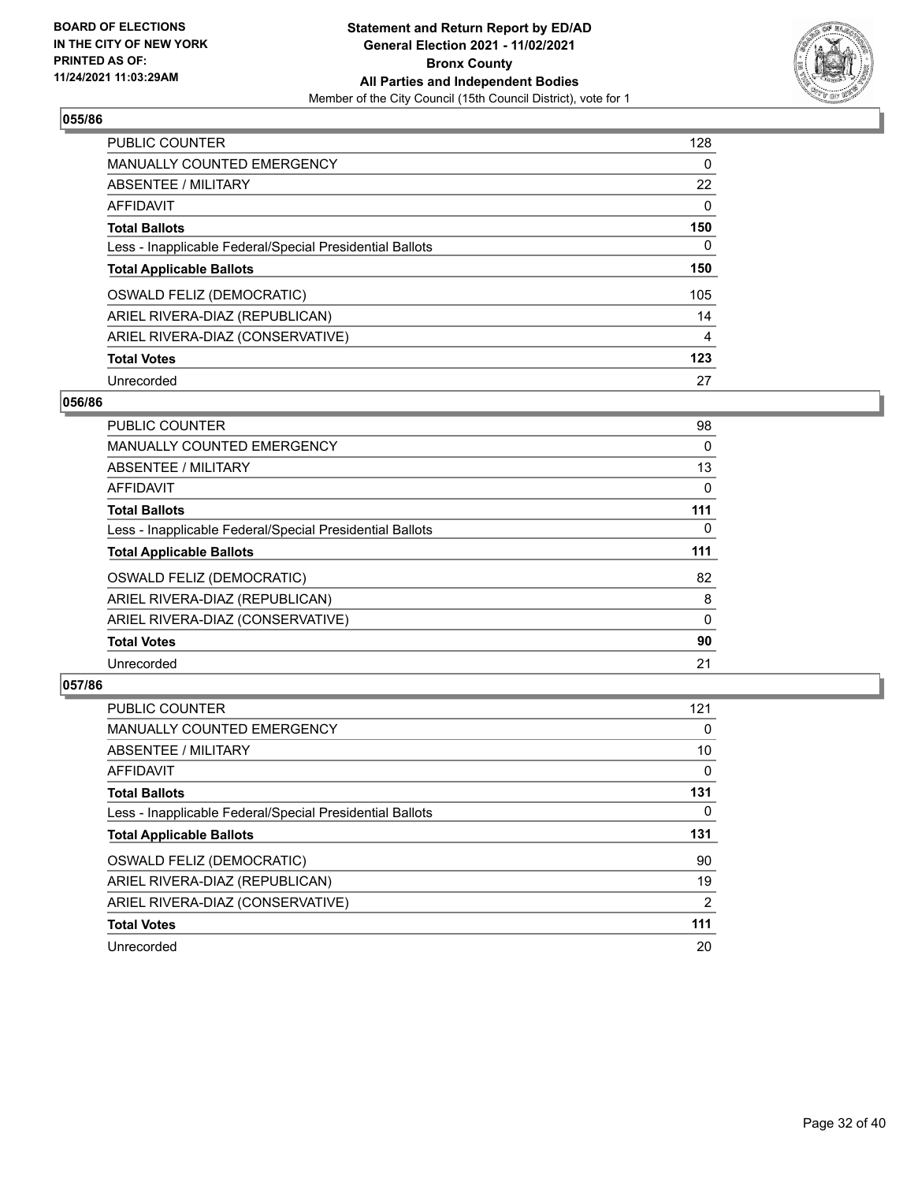**BOARD OF ELECTIONS IN THE CITY OF NEW YORK PRINTED AS OF: 11/24/2021 11:03:29AM**

**Statement and Return Report by ED/AD General Election 2021 - 11/02/2021 Bronx County All Parties and Independent Bodies**

Member of the City Council (15th Council District), vote for 1

## 055/86

| | |
|---|---|
| PUBLIC COUNTER | 128 |
| MANUALLY COUNTED EMERGENCY | 0 |
| ABSENTEE / MILITARY | 22 |
| AFFIDAVIT | 0 |
| **Total Ballots** | **150** |
| Less - Inapplicable Federal/Special Presidential Ballots | 0 |
| **Total Applicable Ballots** | **150** |
| OSWALD FELIZ (DEMOCRATIC) | 105 |
| ARIEL RIVERA-DIAZ (REPUBLICAN) | 14 |
| ARIEL RIVERA-DIAZ (CONSERVATIVE) | 4 |
| **Total Votes** | **123** |
| Unrecorded | 27 |

## 056/86

| | |
|---|---|
| PUBLIC COUNTER | 98 |
| MANUALLY COUNTED EMERGENCY | 0 |
| ABSENTEE / MILITARY | 13 |
| AFFIDAVIT | 0 |
| **Total Ballots** | **111** |
| Less - Inapplicable Federal/Special Presidential Ballots | 0 |
| **Total Applicable Ballots** | **111** |
| OSWALD FELIZ (DEMOCRATIC) | 82 |
| ARIEL RIVERA-DIAZ (REPUBLICAN) | 8 |
| ARIEL RIVERA-DIAZ (CONSERVATIVE) | 0 |
| **Total Votes** | **90** |
| Unrecorded | 21 |

## 057/86

| | |
|---|---|
| PUBLIC COUNTER | 121 |
| MANUALLY COUNTED EMERGENCY | 0 |
| ABSENTEE / MILITARY | 10 |
| AFFIDAVIT | 0 |
| **Total Ballots** | **131** |
| Less - Inapplicable Federal/Special Presidential Ballots | 0 |
| **Total Applicable Ballots** | **131** |
| OSWALD FELIZ (DEMOCRATIC) | 90 |
| ARIEL RIVERA-DIAZ (REPUBLICAN) | 19 |
| ARIEL RIVERA-DIAZ (CONSERVATIVE) | 2 |
| **Total Votes** | **111** |
| Unrecorded | 20 |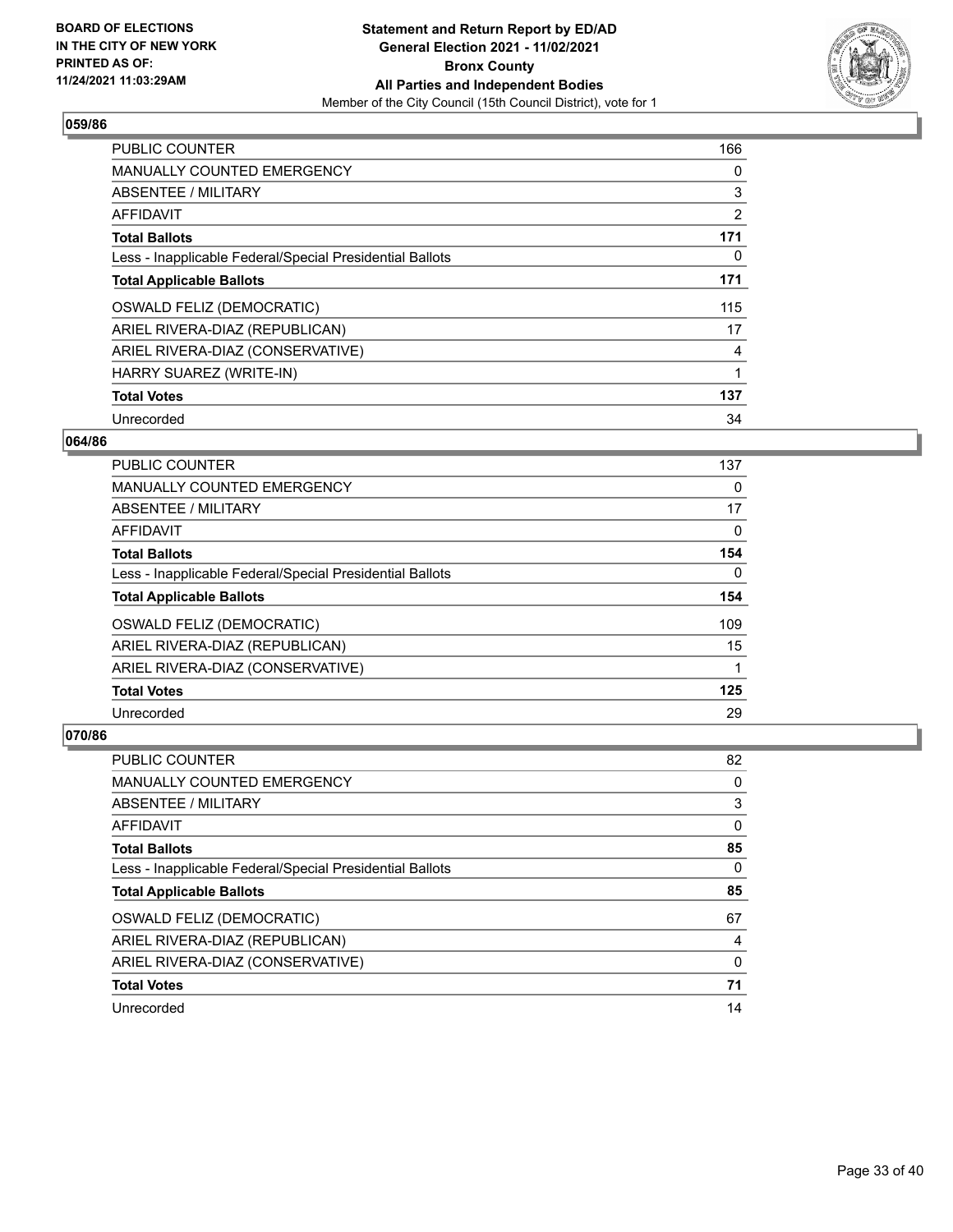**BOARD OF ELECTIONS IN THE CITY OF NEW YORK PRINTED AS OF: 11/24/2021 11:03:29AM**

# Statement and Return Report by ED/AD General Election 2021 - 11/02/2021 Bronx County All Parties and Independent Bodies

Member of the City Council (15th Council District), vote for 1

## 059/86

| | |
|---|---|
| PUBLIC COUNTER | 166 |
| MANUALLY COUNTED EMERGENCY | 0 |
| ABSENTEE / MILITARY | 3 |
| AFFIDAVIT | 2 |
| **Total Ballots** | **171** |
| Less - Inapplicable Federal/Special Presidential Ballots | 0 |
| **Total Applicable Ballots** | **171** |
| OSWALD FELIZ (DEMOCRATIC) | 115 |
| ARIEL RIVERA-DIAZ (REPUBLICAN) | 17 |
| ARIEL RIVERA-DIAZ (CONSERVATIVE) | 4 |
| HARRY SUAREZ (WRITE-IN) | 1 |
| **Total Votes** | **137** |
| Unrecorded | 34 |

## 064/86

| | |
|---|---|
| PUBLIC COUNTER | 137 |
| MANUALLY COUNTED EMERGENCY | 0 |
| ABSENTEE / MILITARY | 17 |
| AFFIDAVIT | 0 |
| **Total Ballots** | **154** |
| Less - Inapplicable Federal/Special Presidential Ballots | 0 |
| **Total Applicable Ballots** | **154** |
| OSWALD FELIZ (DEMOCRATIC) | 109 |
| ARIEL RIVERA-DIAZ (REPUBLICAN) | 15 |
| ARIEL RIVERA-DIAZ (CONSERVATIVE) | 1 |
| **Total Votes** | **125** |
| Unrecorded | 29 |

## 070/86

| | |
|---|---|
| PUBLIC COUNTER | 82 |
| MANUALLY COUNTED EMERGENCY | 0 |
| ABSENTEE / MILITARY | 3 |
| AFFIDAVIT | 0 |
| **Total Ballots** | **85** |
| Less - Inapplicable Federal/Special Presidential Ballots | 0 |
| **Total Applicable Ballots** | **85** |
| OSWALD FELIZ (DEMOCRATIC) | 67 |
| ARIEL RIVERA-DIAZ (REPUBLICAN) | 4 |
| ARIEL RIVERA-DIAZ (CONSERVATIVE) | 0 |
| **Total Votes** | **71** |
| Unrecorded | 14 |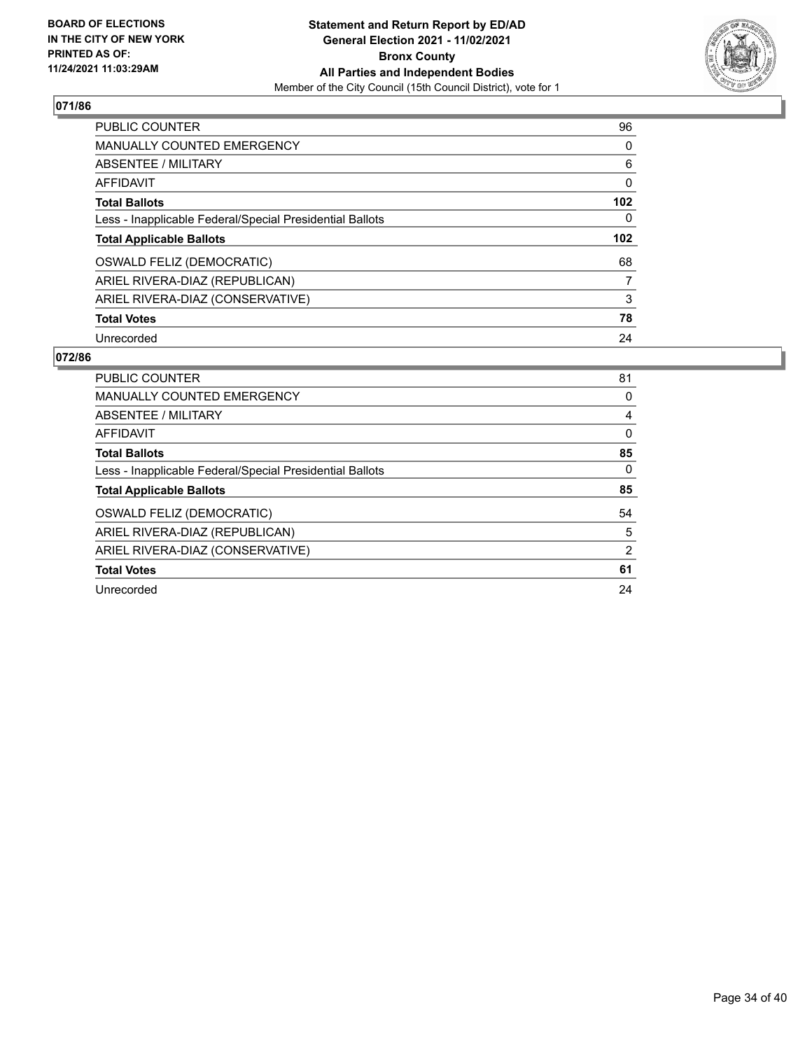**BOARD OF ELECTIONS IN THE CITY OF NEW YORK PRINTED AS OF: 11/24/2021 11:03:29AM**

**Statement and Return Report by ED/AD General Election 2021 - 11/02/2021 Bronx County All Parties and Independent Bodies**

Member of the City Council (15th Council District), vote for 1

## 071/86

| | |
|---|---|
| PUBLIC COUNTER | 96 |
| MANUALLY COUNTED EMERGENCY | 0 |
| ABSENTEE / MILITARY | 6 |
| AFFIDAVIT | 0 |
| **Total Ballots** | **102** |
| Less - Inapplicable Federal/Special Presidential Ballots | 0 |
| **Total Applicable Ballots** | **102** |
| OSWALD FELIZ (DEMOCRATIC) | 68 |
| ARIEL RIVERA-DIAZ (REPUBLICAN) | 7 |
| ARIEL RIVERA-DIAZ (CONSERVATIVE) | 3 |
| **Total Votes** | **78** |
| Unrecorded | 24 |

## 072/86

| | |
|---|---|
| PUBLIC COUNTER | 81 |
| MANUALLY COUNTED EMERGENCY | 0 |
| ABSENTEE / MILITARY | 4 |
| AFFIDAVIT | 0 |
| **Total Ballots** | **85** |
| Less - Inapplicable Federal/Special Presidential Ballots | 0 |
| **Total Applicable Ballots** | **85** |
| OSWALD FELIZ (DEMOCRATIC) | 54 |
| ARIEL RIVERA-DIAZ (REPUBLICAN) | 5 |
| ARIEL RIVERA-DIAZ (CONSERVATIVE) | 2 |
| **Total Votes** | **61** |
| Unrecorded | 24 |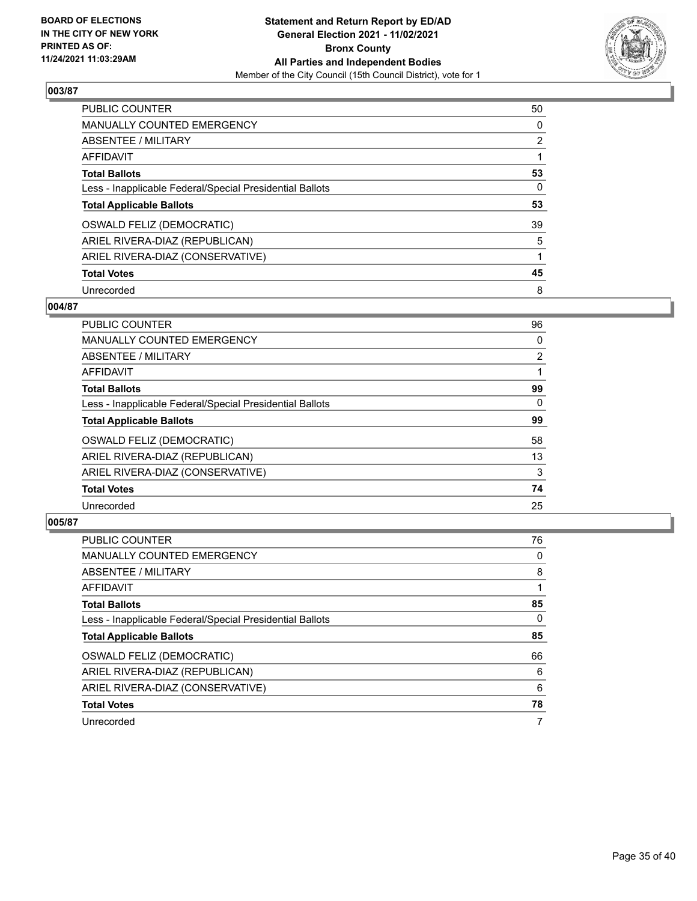**BOARD OF ELECTIONS IN THE CITY OF NEW YORK PRINTED AS OF: 11/24/2021 11:03:29AM**

**Statement and Return Report by ED/AD**
**General Election 2021 - 11/02/2021**
**Bronx County**
**All Parties and Independent Bodies**
Member of the City Council (15th Council District), vote for 1

## 003/87

| | |
|---|---|
| PUBLIC COUNTER | 50 |
| MANUALLY COUNTED EMERGENCY | 0 |
| ABSENTEE / MILITARY | 2 |
| AFFIDAVIT | 1 |
| **Total Ballots** | **53** |
| Less - Inapplicable Federal/Special Presidential Ballots | 0 |
| **Total Applicable Ballots** | **53** |
| OSWALD FELIZ (DEMOCRATIC) | 39 |
| ARIEL RIVERA-DIAZ (REPUBLICAN) | 5 |
| ARIEL RIVERA-DIAZ (CONSERVATIVE) | 1 |
| **Total Votes** | **45** |
| Unrecorded | 8 |

## 004/87

| | |
|---|---|
| PUBLIC COUNTER | 96 |
| MANUALLY COUNTED EMERGENCY | 0 |
| ABSENTEE / MILITARY | 2 |
| AFFIDAVIT | 1 |
| **Total Ballots** | **99** |
| Less - Inapplicable Federal/Special Presidential Ballots | 0 |
| **Total Applicable Ballots** | **99** |
| OSWALD FELIZ (DEMOCRATIC) | 58 |
| ARIEL RIVERA-DIAZ (REPUBLICAN) | 13 |
| ARIEL RIVERA-DIAZ (CONSERVATIVE) | 3 |
| **Total Votes** | **74** |
| Unrecorded | 25 |

## 005/87

| | |
|---|---|
| PUBLIC COUNTER | 76 |
| MANUALLY COUNTED EMERGENCY | 0 |
| ABSENTEE / MILITARY | 8 |
| AFFIDAVIT | 1 |
| **Total Ballots** | **85** |
| Less - Inapplicable Federal/Special Presidential Ballots | 0 |
| **Total Applicable Ballots** | **85** |
| OSWALD FELIZ (DEMOCRATIC) | 66 |
| ARIEL RIVERA-DIAZ (REPUBLICAN) | 6 |
| ARIEL RIVERA-DIAZ (CONSERVATIVE) | 6 |
| **Total Votes** | **78** |
| Unrecorded | 7 |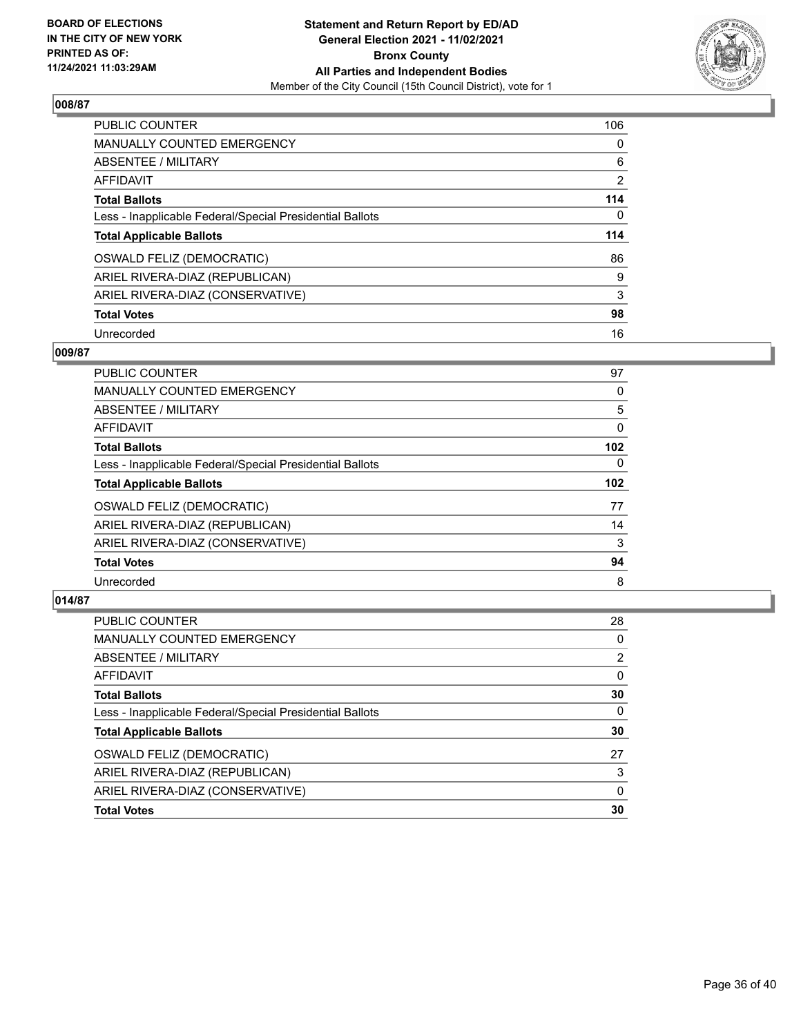**BOARD OF ELECTIONS IN THE CITY OF NEW YORK PRINTED AS OF: 11/24/2021 11:03:29AM**

**Statement and Return Report by ED/AD General Election 2021 - 11/02/2021 Bronx County All Parties and Independent Bodies**

Member of the City Council (15th Council District), vote for 1

## 008/87

| | |
|---|---|
| PUBLIC COUNTER | 106 |
| MANUALLY COUNTED EMERGENCY | 0 |
| ABSENTEE / MILITARY | 6 |
| AFFIDAVIT | 2 |
| **Total Ballots** | **114** |
| Less - Inapplicable Federal/Special Presidential Ballots | 0 |
| **Total Applicable Ballots** | **114** |
| OSWALD FELIZ (DEMOCRATIC) | 86 |
| ARIEL RIVERA-DIAZ (REPUBLICAN) | 9 |
| ARIEL RIVERA-DIAZ (CONSERVATIVE) | 3 |
| **Total Votes** | **98** |
| Unrecorded | 16 |

## 009/87

| | |
|---|---|
| PUBLIC COUNTER | 97 |
| MANUALLY COUNTED EMERGENCY | 0 |
| ABSENTEE / MILITARY | 5 |
| AFFIDAVIT | 0 |
| **Total Ballots** | **102** |
| Less - Inapplicable Federal/Special Presidential Ballots | 0 |
| **Total Applicable Ballots** | **102** |
| OSWALD FELIZ (DEMOCRATIC) | 77 |
| ARIEL RIVERA-DIAZ (REPUBLICAN) | 14 |
| ARIEL RIVERA-DIAZ (CONSERVATIVE) | 3 |
| **Total Votes** | **94** |
| Unrecorded | 8 |

## 014/87

| | |
|---|---|
| PUBLIC COUNTER | 28 |
| MANUALLY COUNTED EMERGENCY | 0 |
| ABSENTEE / MILITARY | 2 |
| AFFIDAVIT | 0 |
| **Total Ballots** | **30** |
| Less - Inapplicable Federal/Special Presidential Ballots | 0 |
| **Total Applicable Ballots** | **30** |
| OSWALD FELIZ (DEMOCRATIC) | 27 |
| ARIEL RIVERA-DIAZ (REPUBLICAN) | 3 |
| ARIEL RIVERA-DIAZ (CONSERVATIVE) | 0 |
| **Total Votes** | **30** |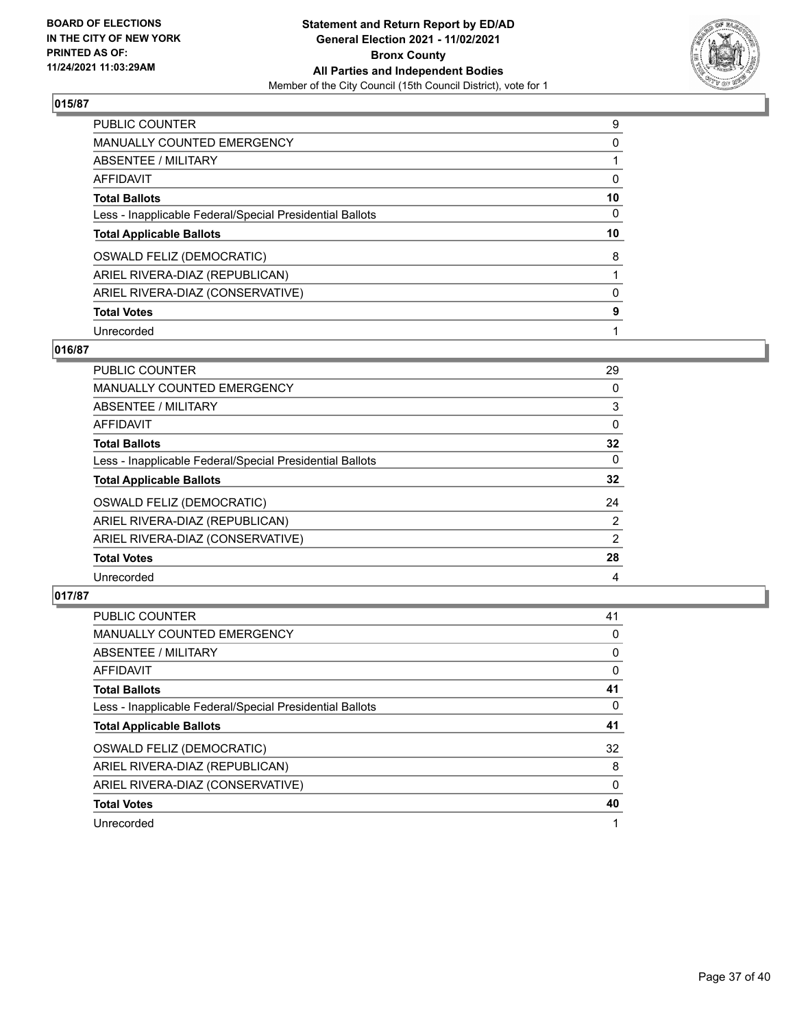**BOARD OF ELECTIONS IN THE CITY OF NEW YORK PRINTED AS OF: 11/24/2021 11:03:29AM**

**Statement and Return Report by ED/AD General Election 2021 - 11/02/2021 Bronx County All Parties and Independent Bodies**

Member of the City Council (15th Council District), vote for 1

## 015/87

| | |
|---|---|
| PUBLIC COUNTER | 9 |
| MANUALLY COUNTED EMERGENCY | 0 |
| ABSENTEE / MILITARY | 1 |
| AFFIDAVIT | 0 |
| **Total Ballots** | **10** |
| Less - Inapplicable Federal/Special Presidential Ballots | 0 |
| **Total Applicable Ballots** | **10** |
| OSWALD FELIZ (DEMOCRATIC) | 8 |
| ARIEL RIVERA-DIAZ (REPUBLICAN) | 1 |
| ARIEL RIVERA-DIAZ (CONSERVATIVE) | 0 |
| **Total Votes** | **9** |
| Unrecorded | 1 |

## 016/87

| | |
|---|---|
| PUBLIC COUNTER | 29 |
| MANUALLY COUNTED EMERGENCY | 0 |
| ABSENTEE / MILITARY | 3 |
| AFFIDAVIT | 0 |
| **Total Ballots** | **32** |
| Less - Inapplicable Federal/Special Presidential Ballots | 0 |
| **Total Applicable Ballots** | **32** |
| OSWALD FELIZ (DEMOCRATIC) | 24 |
| ARIEL RIVERA-DIAZ (REPUBLICAN) | 2 |
| ARIEL RIVERA-DIAZ (CONSERVATIVE) | 2 |
| **Total Votes** | **28** |
| Unrecorded | 4 |

## 017/87

| | |
|---|---|
| PUBLIC COUNTER | 41 |
| MANUALLY COUNTED EMERGENCY | 0 |
| ABSENTEE / MILITARY | 0 |
| AFFIDAVIT | 0 |
| **Total Ballots** | **41** |
| Less - Inapplicable Federal/Special Presidential Ballots | 0 |
| **Total Applicable Ballots** | **41** |
| OSWALD FELIZ (DEMOCRATIC) | 32 |
| ARIEL RIVERA-DIAZ (REPUBLICAN) | 8 |
| ARIEL RIVERA-DIAZ (CONSERVATIVE) | 0 |
| **Total Votes** | **40** |
| Unrecorded | 1 |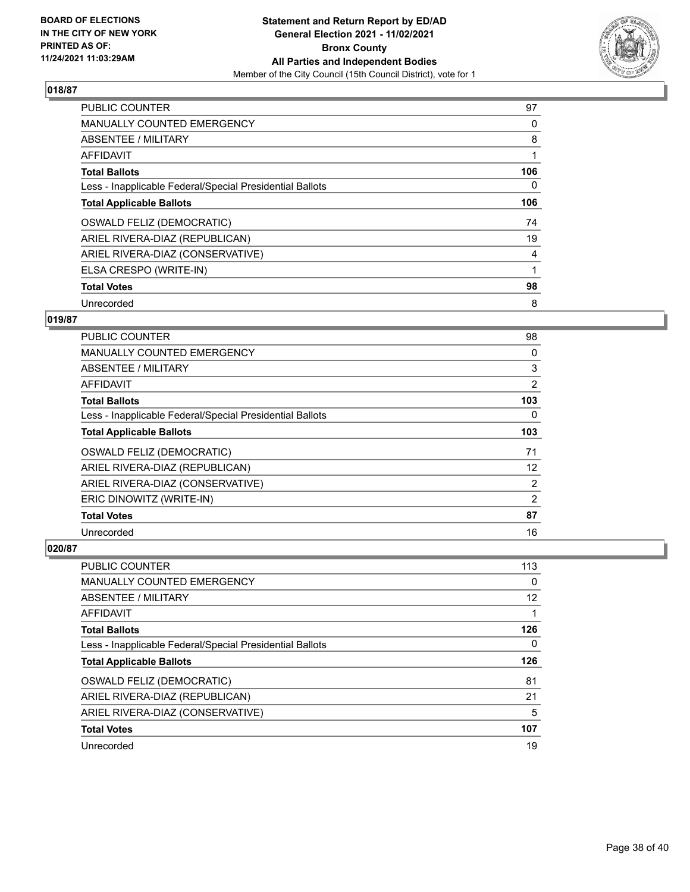**018/87**

| | |
|---|---|
| PUBLIC COUNTER | 97 |
| MANUALLY COUNTED EMERGENCY | 0 |
| ABSENTEE / MILITARY | 8 |
| AFFIDAVIT | 1 |
| **Total Ballots** | **106** |
| Less - Inapplicable Federal/Special Presidential Ballots | 0 |
| **Total Applicable Ballots** | **106** |
| OSWALD FELIZ (DEMOCRATIC) | 74 |
| ARIEL RIVERA-DIAZ (REPUBLICAN) | 19 |
| ARIEL RIVERA-DIAZ (CONSERVATIVE) | 4 |
| ELSA CRESPO (WRITE-IN) | 1 |
| **Total Votes** | **98** |
| Unrecorded | 8 |

**019/87**

| | |
|---|---|
| PUBLIC COUNTER | 98 |
| MANUALLY COUNTED EMERGENCY | 0 |
| ABSENTEE / MILITARY | 3 |
| AFFIDAVIT | 2 |
| **Total Ballots** | **103** |
| Less - Inapplicable Federal/Special Presidential Ballots | 0 |
| **Total Applicable Ballots** | **103** |
| OSWALD FELIZ (DEMOCRATIC) | 71 |
| ARIEL RIVERA-DIAZ (REPUBLICAN) | 12 |
| ARIEL RIVERA-DIAZ (CONSERVATIVE) | 2 |
| ERIC DINOWITZ (WRITE-IN) | 2 |
| **Total Votes** | **87** |
| Unrecorded | 16 |

**020/87**

| | |
|---|---|
| PUBLIC COUNTER | 113 |
| MANUALLY COUNTED EMERGENCY | 0 |
| ABSENTEE / MILITARY | 12 |
| AFFIDAVIT | 1 |
| **Total Ballots** | **126** |
| Less - Inapplicable Federal/Special Presidential Ballots | 0 |
| **Total Applicable Ballots** | **126** |
| OSWALD FELIZ (DEMOCRATIC) | 81 |
| ARIEL RIVERA-DIAZ (REPUBLICAN) | 21 |
| ARIEL RIVERA-DIAZ (CONSERVATIVE) | 5 |
| **Total Votes** | **107** |
| Unrecorded | 19 |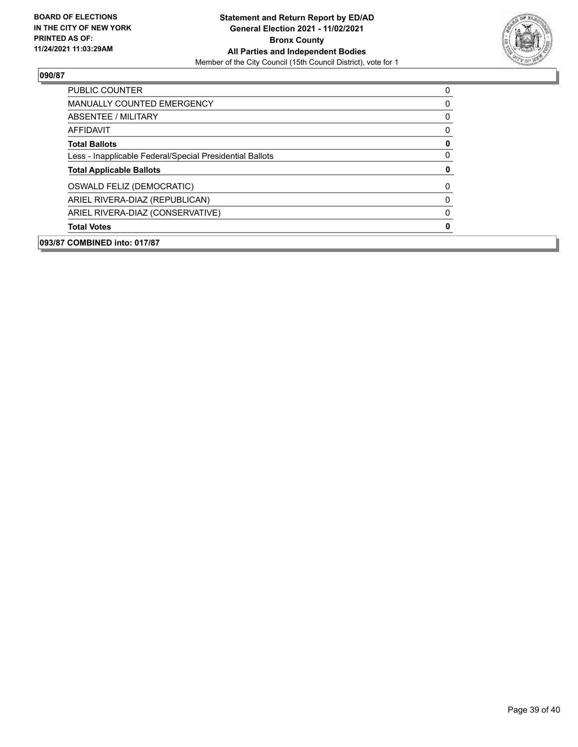**BOARD OF ELECTIONS IN THE CITY OF NEW YORK PRINTED AS OF: 11/24/2021 11:03:29AM**

**Statement and Return Report by ED/AD General Election 2021 - 11/02/2021 Bronx County All Parties and Independent Bodies**
Member of the City Council (15th Council District), vote for 1

## 090/87

| | |
|---|---|
| PUBLIC COUNTER | 0 |
| MANUALLY COUNTED EMERGENCY | 0 |
| ABSENTEE / MILITARY | 0 |
| AFFIDAVIT | 0 |
| **Total Ballots** | **0** |
| Less - Inapplicable Federal/Special Presidential Ballots | 0 |
| **Total Applicable Ballots** | **0** |
| OSWALD FELIZ (DEMOCRATIC) | 0 |
| ARIEL RIVERA-DIAZ (REPUBLICAN) | 0 |
| ARIEL RIVERA-DIAZ (CONSERVATIVE) | 0 |
| **Total Votes** | **0** |

## 093/87 COMBINED into: 017/87